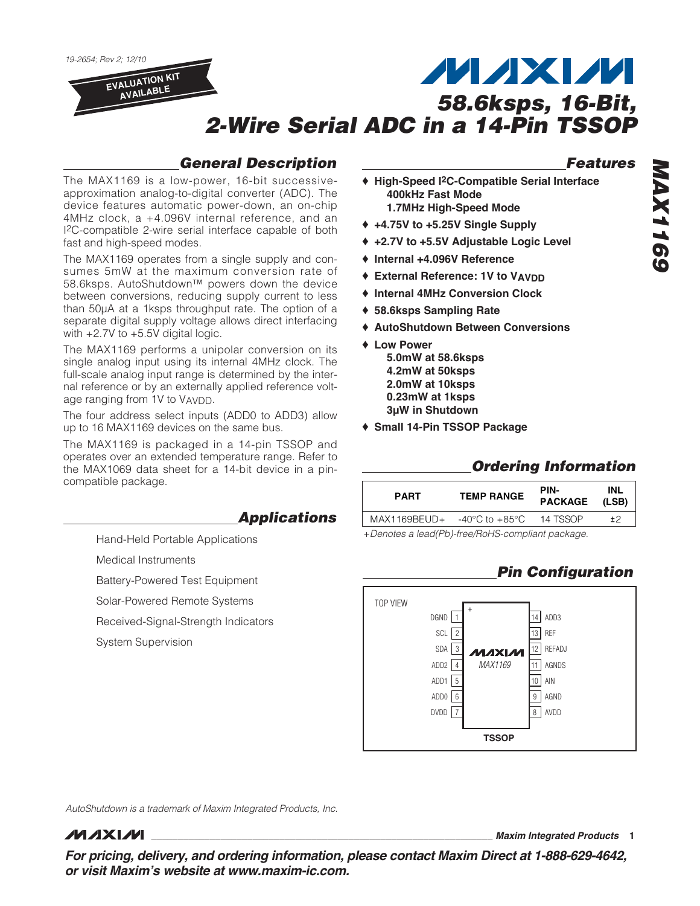19-2654; Rev 2; 12/10

EVALUATION KIT AVAILABLE

# 58.6ksps, 16-Bit, 2-Wire Serial ADC in a 14-Pin TSSOP

## General Description

The MAX1169 is a low-power, 16-bit successive-approximation analog-to-digital converter (ADC). The device features automatic power-down, an on-chip 4MHz clock, a +4.096V internal reference, and an I²C-compatible 2-wire serial interface capable of both fast and high-speed modes.

The MAX1169 operates from a single supply and consumes 5mW at the maximum conversion rate of 58.6ksps. AutoShutdown™ powers down the device between conversions, reducing supply current to less than 50µA at a 1ksps throughput rate. The option of a separate digital supply voltage allows direct interfacing with +2.7V to +5.5V digital logic.

The MAX1169 performs a unipolar conversion on its single analog input using its internal 4MHz clock. The full-scale analog input range is determined by the internal reference or by an externally applied reference voltage ranging from 1V to $V_{AVDD}$.

The four address select inputs (ADD0 to ADD3) allow up to 16 MAX1169 devices on the same bus.

The MAX1169 is packaged in a 14-pin TSSOP and operates over an extended temperature range. Refer to the MAX1069 data sheet for a 14-bit device in a pin-compatible package.

## Applications

Hand-Held Portable Applications

Medical Instruments

Battery-Powered Test Equipment

Solar-Powered Remote Systems

Received-Signal-Strength Indicators

System Supervision

## Features

- **High-Speed I²C-Compatible Serial Interface**
  - **400kHz Fast Mode**
  - **1.7MHz High-Speed Mode**
- **+4.75V to +5.25V Single Supply**
- **+2.7V to +5.5V Adjustable Logic Level**
- **Internal +4.096V Reference**
- **External Reference: 1V to $V_{AVDD}$**
- **Internal 4MHz Conversion Clock**
- **58.6ksps Sampling Rate**
- **AutoShutdown Between Conversions**
- **Low Power**
  - **5.0mW at 58.6ksps**
  - **4.2mW at 50ksps**
  - **2.0mW at 10ksps**
  - **0.23mW at 1ksps**
  - **3µW in Shutdown**
- **Small 14-Pin TSSOP Package**

## Ordering Information

| PART | TEMP RANGE | PIN-PACKAGE | INL (LSB) |
|---|---|---|---|
| MAX1169BEUD+ | -40°C to +85°C | 14 TSSOP | ±2 |

*+Denotes a lead(Pb)-free/RoHS-compliant package.*

## Pin Configuration

TOP VIEW

DGND 1
SCL 2
SDA 3
ADD2 4
ADD1 5
ADD0 6
DVDD 7
AVDD 8
AGND 9
AIN 10
AGNDS 11
REFADJ 12
REF 13
ADD3 14

MAX1169

TSSOP

*AutoShutdown is a trademark of Maxim Integrated Products, Inc.*

**For pricing, delivery, and ordering information, please contact Maxim Direct at 1-888-629-4642, or visit Maxim's website at www.maxim-ic.com.**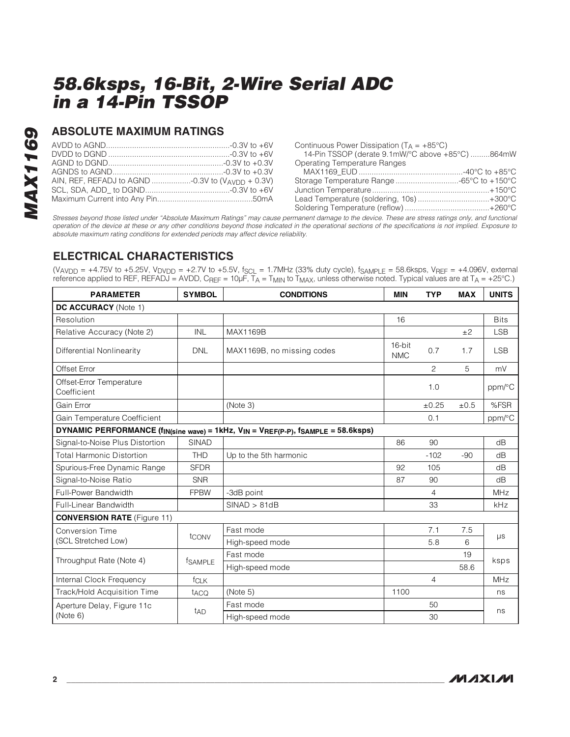## ABSOLUTE MAXIMUM RATINGS

AVDD to AGND.........................................................-0.3V to +6V
DVDD to DGND........................................................-0.3V to +6V
AGND to DGND.....................................................-0.3V to +0.3V
AGNDS to AGND...................................................-0.3V to +0.3V
AIN, REF, REFADJ to AGND ..................-0.3V to ($V_{AVDD}$ + 0.3V)
SCL, SDA, ADD_ to DGND.......................................-0.3V to +6V
Maximum Current into Any Pin...........................................50mA

Continuous Power Dissipation ($T_A$ = +85°C)
14-Pin TSSOP (derate 9.1mW/°C above +85°C) .........864mW
Operating Temperature Ranges
MAX1169_EUD ................................................-40°C to +85°C
Storage Temperature Range .............................-65°C to +150°C
Junction Temperature......................................................+150°C
Lead Temperature (soldering, 10s) .................................+300°C
Soldering Temperature (reflow) .......................................+260°C

*Stresses beyond those listed under "Absolute Maximum Ratings" may cause permanent damage to the device. These are stress ratings only, and functional operation of the device at these or any other conditions beyond those indicated in the operational sections of the specifications is not implied. Exposure to absolute maximum rating conditions for extended periods may affect device reliability.*

## ELECTRICAL CHARACTERISTICS

($V_{AVDD}$ = +4.75V to +5.25V, $V_{DVDD}$ = +2.7V to +5.5V, $f_{SCL}$ = 1.7MHz (33% duty cycle), $f_{SAMPLE}$ = 58.6ksps, $V_{REF}$ = +4.096V, external reference applied to REF, REFADJ = AVDD, $C_{REF}$ = 10µF, $T_A$ = $T_{MIN}$ to $T_{MAX}$, unless otherwise noted. Typical values are at $T_A$ = +25°C.)

| PARAMETER | SYMBOL | CONDITIONS | MIN | TYP | MAX | UNITS |
|---|---|---|---|---|---|---|
| **DC ACCURACY** (Note 1) | | | | | | |
| Resolution | | | 16 | | | Bits |
| Relative Accuracy (Note 2) | INL | MAX1169B | | | ±2 | LSB |
| Differential Nonlinearity | DNL | MAX1169B, no missing codes | 16-bit NMC | 0.7 | 1.7 | LSB |
| Offset Error | | | | 2 | 5 | mV |
| Offset-Error Temperature Coefficient | | | | 1.0 | | ppm/°C |
| Gain Error | | (Note 3) | | ±0.25 | ±0.5 | %FSR |
| Gain Temperature Coefficient | | | | 0.1 | | ppm/°C |
| **DYNAMIC PERFORMANCE ($f_{IN(sine\ wave)}$ = 1kHz, $V_{IN}$ = $V_{REF(P-P)}$, $f_{SAMPLE}$ = 58.6ksps)** | | | | | | |
| Signal-to-Noise Plus Distortion | SINAD | | 86 | 90 | | dB |
| Total Harmonic Distortion | THD | Up to the 5th harmonic | | -102 | -90 | dB |
| Spurious-Free Dynamic Range | SFDR | | 92 | 105 | | dB |
| Signal-to-Noise Ratio | SNR | | 87 | 90 | | dB |
| Full-Power Bandwidth | FPBW | -3dB point | | 4 | | MHz |
| Full-Linear Bandwidth | | SINAD > 81dB | | 33 | | kHz |
| **CONVERSION RATE** (Figure 11) | | | | | | |
| Conversion Time (SCL Stretched Low) | $t_{CONV}$ | Fast mode | | 7.1 | 7.5 | µs |
| | | High-speed mode | | 5.8 | 6 | |
| Throughput Rate (Note 4) | $f_{SAMPLE}$ | Fast mode | | | 19 | ksps |
| | | High-speed mode | | | 58.6 | |
| Internal Clock Frequency | $f_{CLK}$ | | | 4 | | MHz |
| Track/Hold Acquisition Time | $t_{ACQ}$ | (Note 5) | 1100 | | | ns |
| Aperture Delay, Figure 11c (Note 6) | $t_{AD}$ | Fast mode | | 50 | | ns |
| | | High-speed mode | | 30 | | |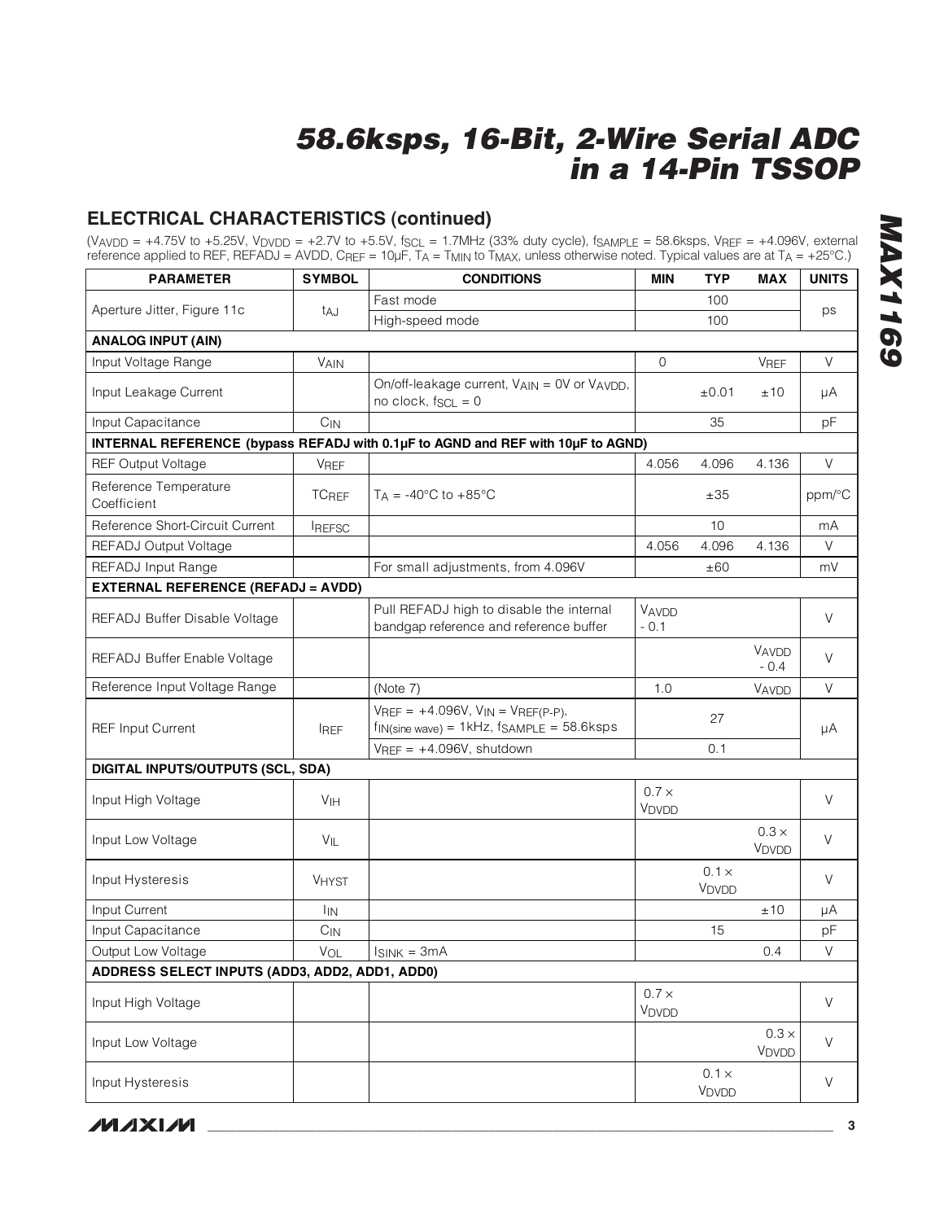# 58.6ksps, 16-Bit, 2-Wire Serial ADC in a 14-Pin TSSOP

## ELECTRICAL CHARACTERISTICS (continued)

($V_{AVDD}$ = +4.75V to +5.25V, $V_{DVDD}$ = +2.7V to +5.5V, $f_{SCL}$ = 1.7MHz (33% duty cycle), $f_{SAMPLE}$ = 58.6ksps, $V_{REF}$ = +4.096V, external reference applied to REF, REFADJ = AVDD, $C_{REF}$ = 10µF, $T_A$ = $T_{MIN}$ to $T_{MAX}$, unless otherwise noted. Typical values are at $T_A$ = +25°C.)

| PARAMETER | SYMBOL | CONDITIONS | MIN | TYP | MAX | UNITS |
|---|---|---|---|---|---|---|
| Aperture Jitter, Figure 11c | $t_{AJ}$ | Fast mode | | 100 | | ps |
| | | High-speed mode | | 100 | | |
| **ANALOG INPUT (AIN)** | | | | | | |
| Input Voltage Range | $V_{AIN}$ | | 0 | | $V_{REF}$ | V |
| Input Leakage Current | | On/off-leakage current, $V_{AIN}$ = 0V or $V_{AVDD}$, no clock, $f_{SCL}$ = 0 | | ±0.01 | ±10 | µA |
| Input Capacitance | $C_{IN}$ | | | 35 | | pF |
| **INTERNAL REFERENCE (bypass REFADJ with 0.1µF to AGND and REF with 10µF to AGND)** | | | | | | |
| REF Output Voltage | $V_{REF}$ | | 4.056 | 4.096 | 4.136 | V |
| Reference Temperature Coefficient | $TC_{REF}$ | $T_A$ = -40°C to +85°C | | ±35 | | ppm/°C |
| Reference Short-Circuit Current | $I_{REFSC}$ | | | 10 | | mA |
| REFADJ Output Voltage | | | 4.056 | 4.096 | 4.136 | V |
| REFADJ Input Range | | For small adjustments, from 4.096V | | ±60 | | mV |
| **EXTERNAL REFERENCE (REFADJ = AVDD)** | | | | | | |
| REFADJ Buffer Disable Voltage | | Pull REFADJ high to disable the internal bandgap reference and reference buffer | $V_{AVDD}$ - 0.1 | | | V |
| REFADJ Buffer Enable Voltage | | | | | $V_{AVDD}$ - 0.4 | V |
| Reference Input Voltage Range | | (Note 7) | 1.0 | | $V_{AVDD}$ | V |
| REF Input Current | $I_{REF}$ | $V_{REF}$ = +4.096V, $V_{IN}$ = $V_{REF(P-P)}$, $f_{IN(sine\ wave)}$ = 1kHz, $f_{SAMPLE}$ = 58.6ksps | | 27 | | µA |
| | | $V_{REF}$ = +4.096V, shutdown | | 0.1 | | |
| **DIGITAL INPUTS/OUTPUTS (SCL, SDA)** | | | | | | |
| Input High Voltage | $V_{IH}$ | | 0.7 × $V_{DVDD}$ | | | V |
| Input Low Voltage | $V_{IL}$ | | | | 0.3 × $V_{DVDD}$ | V |
| Input Hysteresis | $V_{HYST}$ | | | 0.1 × $V_{DVDD}$ | | V |
| Input Current | $I_{IN}$ | | | | ±10 | µA |
| Input Capacitance | $C_{IN}$ | | | 15 | | pF |
| Output Low Voltage | $V_{OL}$ | $I_{SINK}$ = 3mA | | | 0.4 | V |
| **ADDRESS SELECT INPUTS (ADD3, ADD2, ADD1, ADD0)** | | | | | | |
| Input High Voltage | | | 0.7 × $V_{DVDD}$ | | | V |
| Input Low Voltage | | | | | 0.3 × $V_{DVDD}$ | V |
| Input Hysteresis | | | | 0.1 × $V_{DVDD}$ | | V |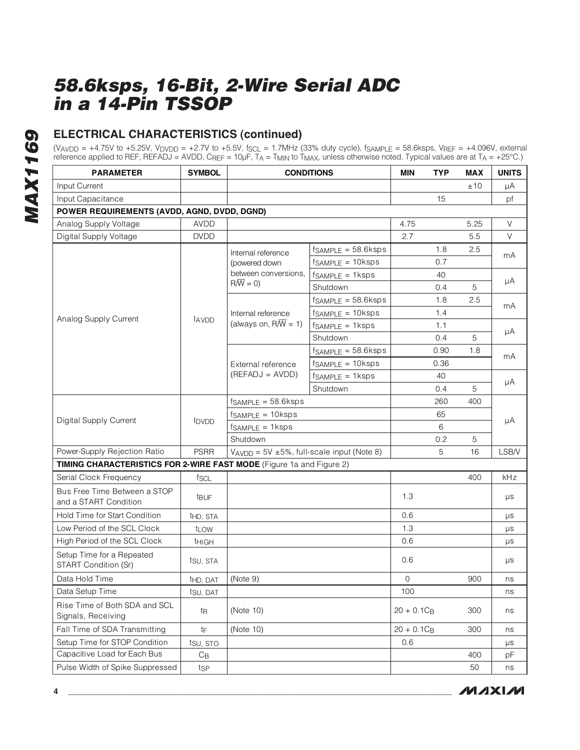## ELECTRICAL CHARACTERISTICS (continued)

($V_{AVDD}$ = +4.75V to +5.25V, $V_{DVDD}$ = +2.7V to +5.5V, $f_{SCL}$ = 1.7MHz (33% duty cycle), $f_{SAMPLE}$ = 58.6ksps, $V_{REF}$ = +4.096V, external reference applied to REF, REFADJ = AVDD, $C_{REF}$ = 10µF, $T_A$ = $T_{MIN}$ to $T_{MAX}$, unless otherwise noted. Typical values are at $T_A$ = +25°C.)

| PARAMETER | SYMBOL | CONDITIONS | | MIN | TYP | MAX | UNITS |
|---|---|---|---|---|---|---|---|
| Input Current | | | | | | ±10 | µA |
| Input Capacitance | | | | | 15 | | pf |
| **POWER REQUIREMENTS (AVDD, AGND, DVDD, DGND)** | | | | | | | |
| Analog Supply Voltage | AVDD | | | 4.75 | | 5.25 | V |
| Digital Supply Voltage | DVDD | | | 2.7 | | 5.5 | V |
| Analog Supply Current | $I_{AVDD}$ | Internal reference (powered down between conversions, $R/\overline{W}$ = 0) | $f_{SAMPLE}$ = 58.6ksps | | 1.8 | 2.5 | mA |
| | | | $f_{SAMPLE}$ = 10ksps | | 0.7 | | mA |
| | | | $f_{SAMPLE}$ = 1ksps | | 40 | | µA |
| | | | Shutdown | | 0.4 | 5 | µA |
| | | Internal reference (always on, $R/\overline{W}$ = 1) | $f_{SAMPLE}$ = 58.6ksps | | 1.8 | 2.5 | mA |
| | | | $f_{SAMPLE}$ = 10ksps | | 1.4 | | mA |
| | | | $f_{SAMPLE}$ = 1ksps | | 1.1 | | µA |
| | | | Shutdown | | 0.4 | 5 | µA |
| | | External reference (REFADJ = AVDD) | $f_{SAMPLE}$ = 58.6ksps | | 0.90 | 1.8 | mA |
| | | | $f_{SAMPLE}$ = 10ksps | | 0.36 | | mA |
| | | | $f_{SAMPLE}$ = 1ksps | | 40 | | µA |
| | | | Shutdown | | 0.4 | 5 | µA |
| Digital Supply Current | $I_{DVDD}$ | $f_{SAMPLE}$ = 58.6ksps | | | 260 | 400 | µA |
| | | $f_{SAMPLE}$ = 10ksps | | | 65 | | µA |
| | | $f_{SAMPLE}$ = 1ksps | | | 6 | | µA |
| | | Shutdown | | | 0.2 | 5 | µA |
| Power-Supply Rejection Ratio | PSRR | $V_{AVDD}$ = 5V ±5%, full-scale input (Note 8) | | | 5 | 16 | LSB/V |
| **TIMING CHARACTERISTICS FOR 2-WIRE FAST MODE** (Figure 1a and Figure 2) | | | | | | | |
| Serial Clock Frequency | $f_{SCL}$ | | | | | 400 | kHz |
| Bus Free Time Between a STOP and a START Condition | $t_{BUF}$ | | | 1.3 | | | µs |
| Hold Time for Start Condition | $t_{HD, STA}$ | | | 0.6 | | | µs |
| Low Period of the SCL Clock | $t_{LOW}$ | | | 1.3 | | | µs |
| High Period of the SCL Clock | $t_{HIGH}$ | | | 0.6 | | | µs |
| Setup Time for a Repeated START Condition (Sr) | $t_{SU, STA}$ | | | 0.6 | | | µs |
| Data Hold Time | $t_{HD, DAT}$ | (Note 9) | | 0 | | 900 | ns |
| Data Setup Time | $t_{SU, DAT}$ | | | 100 | | | ns |
| Rise Time of Both SDA and SCL Signals, Receiving | $t_R$ | (Note 10) | | $20 + 0.1C_B$ | | 300 | ns |
| Fall Time of SDA Transmitting | $t_F$ | (Note 10) | | $20 + 0.1C_B$ | | 300 | ns |
| Setup Time for STOP Condition | $t_{SU, STO}$ | | | 0.6 | | | µs |
| Capacitive Load for Each Bus | $C_B$ | | | | | 400 | pF |
| Pulse Width of Spike Suppressed | $t_{SP}$ | | | | | 50 | ns |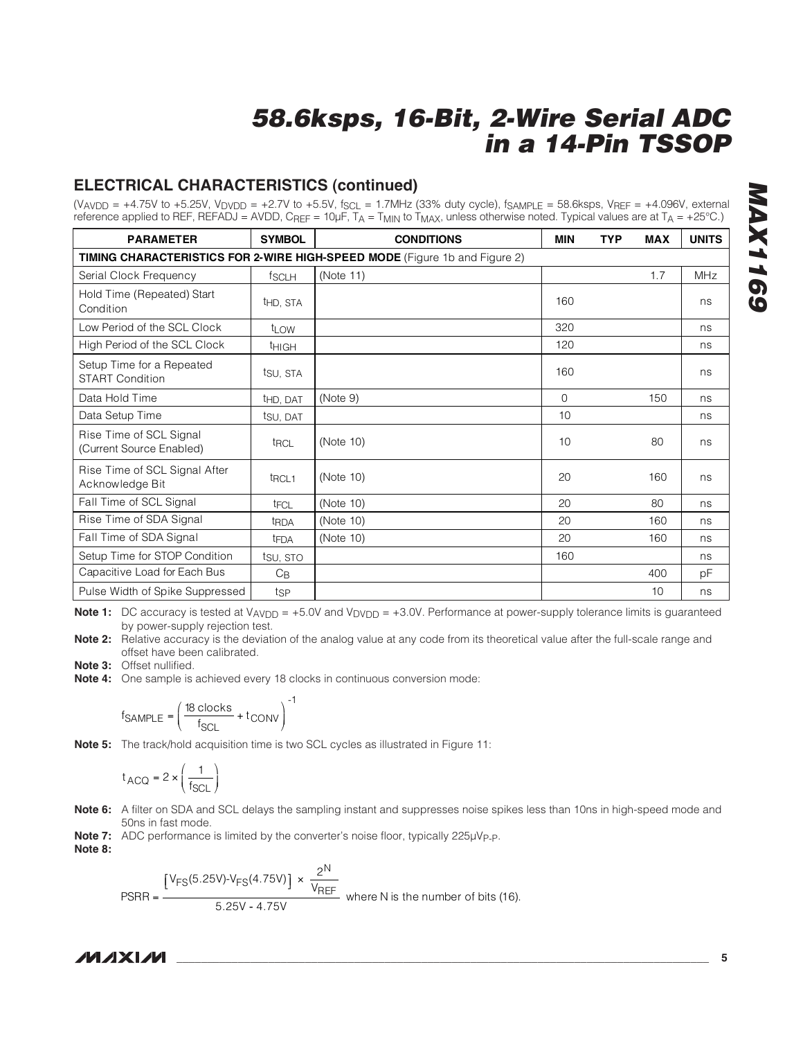# 58.6ksps, 16-Bit, 2-Wire Serial ADC in a 14-Pin TSSOP

## ELECTRICAL CHARACTERISTICS (continued)

($V_{AVDD}$ = +4.75V to +5.25V, $V_{DVDD}$ = +2.7V to +5.5V, $f_{SCL}$ = 1.7MHz (33% duty cycle), $f_{SAMPLE}$ = 58.6ksps, $V_{REF}$ = +4.096V, external reference applied to REF, REFADJ = AVDD, $C_{REF}$ = 10µF, $T_A$ = $T_{MIN}$ to $T_{MAX}$, unless otherwise noted. Typical values are at $T_A$ = +25°C.)

| PARAMETER | SYMBOL | CONDITIONS | MIN | TYP | MAX | UNITS |
|---|---|---|---|---|---|---|
| **TIMING CHARACTERISTICS FOR 2-WIRE HIGH-SPEED MODE** (Figure 1b and Figure 2) | | | | | | |
| Serial Clock Frequency | $f_{SCLH}$ | (Note 11) | | | 1.7 | MHz |
| Hold Time (Repeated) Start Condition | $t_{HD, STA}$ | | 160 | | | ns |
| Low Period of the SCL Clock | $t_{LOW}$ | | 320 | | | ns |
| High Period of the SCL Clock | $t_{HIGH}$ | | 120 | | | ns |
| Setup Time for a Repeated START Condition | $t_{SU, STA}$ | | 160 | | | ns |
| Data Hold Time | $t_{HD, DAT}$ | (Note 9) | 0 | | 150 | ns |
| Data Setup Time | $t_{SU, DAT}$ | | 10 | | | ns |
| Rise Time of SCL Signal (Current Source Enabled) | $t_{RCL}$ | (Note 10) | 10 | | 80 | ns |
| Rise Time of SCL Signal After Acknowledge Bit | $t_{RCL1}$ | (Note 10) | 20 | | 160 | ns |
| Fall Time of SCL Signal | $t_{FCL}$ | (Note 10) | 20 | | 80 | ns |
| Rise Time of SDA Signal | $t_{RDA}$ | (Note 10) | 20 | | 160 | ns |
| Fall Time of SDA Signal | $t_{FDA}$ | (Note 10) | 20 | | 160 | ns |
| Setup Time for STOP Condition | $t_{SU, STO}$ | | 160 | | | ns |
| Capacitive Load for Each Bus | $C_B$ | | | | 400 | pF |
| Pulse Width of Spike Suppressed | $t_{SP}$ | | | | 10 | ns |

**Note 1:** DC accuracy is tested at $V_{AVDD}$ = +5.0V and $V_{DVDD}$ = +3.0V. Performance at power-supply tolerance limits is guaranteed by power-supply rejection test.

**Note 2:** Relative accuracy is the deviation of the analog value at any code from its theoretical value after the full-scale range and offset have been calibrated.

**Note 3:** Offset nullified.

**Note 4:** One sample is achieved every 18 clocks in continuous conversion mode:

$$f_{SAMPLE} = \left(\frac{18\text{ clocks}}{f_{SCL}} + t_{CONV}\right)^{-1}$$

**Note 5:** The track/hold acquisition time is two SCL cycles as illustrated in Figure 11:

$$t_{ACQ} = 2 \times \left(\frac{1}{f_{SCL}}\right)$$

**Note 6:** A filter on SDA and SCL delays the sampling instant and suppresses noise spikes less than 10ns in high-speed mode and 50ns in fast mode.

**Note 7:** ADC performance is limited by the converter's noise floor, typically 225µV$_{P-P}$.

**Note 8:**

$$PSRR = \frac{\left[V_{FS}(5.25V) - V_{FS}(4.75V)\right] \times \frac{2^N}{V_{REF}}}{5.25V - 4.75V}$$ where N is the number of bits (16).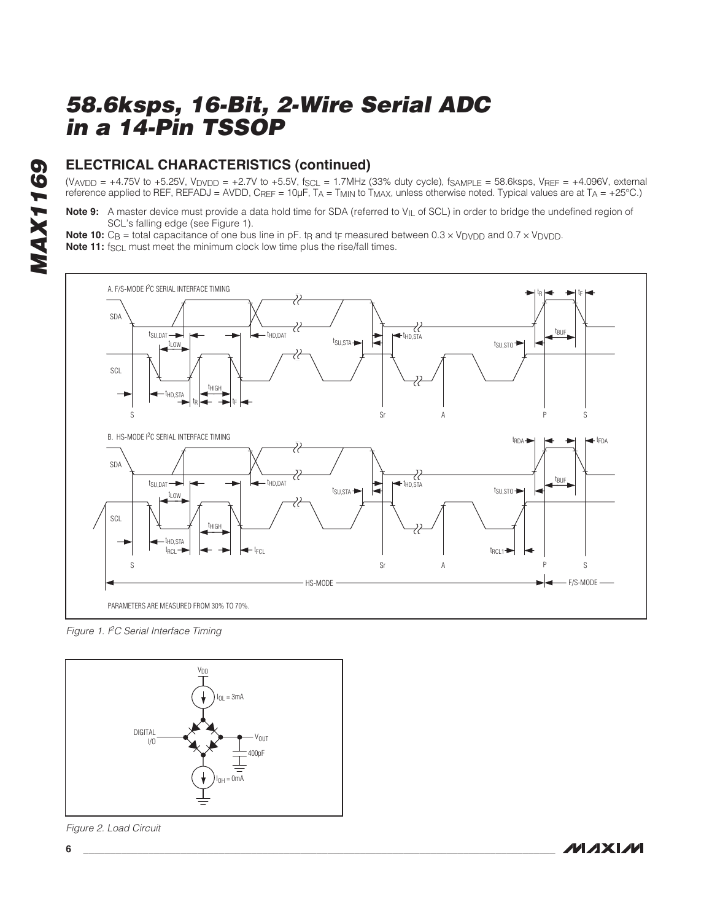## ELECTRICAL CHARACTERISTICS (continued)

($V_{AVDD}$ = +4.75V to +5.25V, $V_{DVDD}$ = +2.7V to +5.5V, $f_{SCL}$ = 1.7MHz (33% duty cycle), $f_{SAMPLE}$ = 58.6ksps, $V_{REF}$ = +4.096V, external reference applied to REF, REFADJ = AVDD, $C_{REF}$ = 10µF, $T_A$ = $T_{MIN}$ to $T_{MAX}$, unless otherwise noted. Typical values are at $T_A$ = +25°C.)

**Note 9:** A master device must provide a data hold time for SDA (referred to $V_{IL}$ of SCL) in order to bridge the undefined region of SCL's falling edge (see Figure 1).

**Note 10:** $C_B$ = total capacitance of one bus line in pF. $t_R$ and $t_F$ measured between $0.3 \times V_{DVDD}$ and $0.7 \times V_{DVDD}$.

**Note 11:** $f_{SCL}$ must meet the minimum clock low time plus the rise/fall times.

*Figure 1. I²C Serial Interface Timing*

*Figure 2. Load Circuit*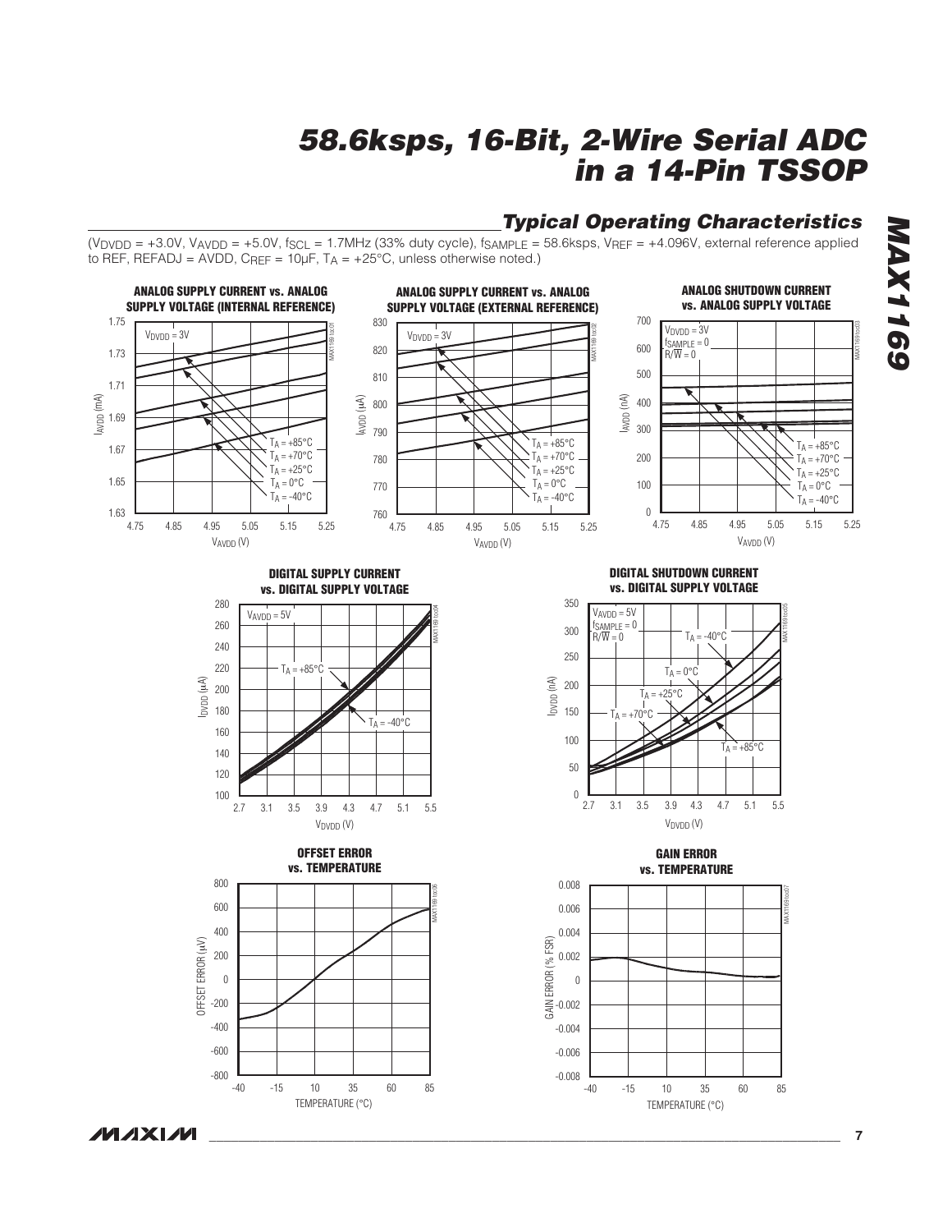## Typical Operating Characteristics

($V_{DVDD}$ = +3.0V, $V_{AVDD}$ = +5.0V, $f_{SCL}$ = 1.7MHz (33% duty cycle), $f_{SAMPLE}$ = 58.6ksps, $V_{REF}$ = +4.096V, external reference applied to REF, REFADJ = AVDD, $C_{REF}$ = 10µF, $T_A$ = +25°C, unless otherwise noted.)

**ANALOG SUPPLY CURRENT vs. ANALOG SUPPLY VOLTAGE (INTERNAL REFERENCE)**

MAX1169 toc01

$V_{DVDD}$ = 3V

$T_A$ = +85°C
$T_A$ = +70°C
$T_A$ = +25°C
$T_A$ = 0°C
$T_A$ = -40°C

$I_{AVDD}$ (mA): 1.63, 1.65, 1.67, 1.69, 1.71, 1.73, 1.75

$V_{AVDD}$ (V): 4.75, 4.85, 4.95, 5.05, 5.15, 5.25

**ANALOG SUPPLY CURRENT vs. ANALOG SUPPLY VOLTAGE (EXTERNAL REFERENCE)**

MAX1169 toc02

$V_{DVDD}$ = 3V

$T_A$ = +85°C
$T_A$ = +70°C
$T_A$ = +25°C
$T_A$ = 0°C
$T_A$ = -40°C

$I_{AVDD}$ (µA): 760, 770, 780, 790, 800, 810, 820, 830

$V_{AVDD}$ (V): 4.75, 4.85, 4.95, 5.05, 5.15, 5.25

**ANALOG SHUTDOWN CURRENT vs. ANALOG SUPPLY VOLTAGE**

MAX1169 toc03

$V_{DVDD}$ = 3V
$f_{SAMPLE}$ = 0
$R/\overline{W}$ = 0

$T_A$ = +85°C
$T_A$ = +70°C
$T_A$ = +25°C
$T_A$ = 0°C
$T_A$ = -40°C

$I_{AVDD}$ (nA): 0, 100, 200, 300, 400, 500, 600, 700

$V_{AVDD}$ (V): 4.75, 4.85, 4.95, 5.05, 5.15, 5.25

**DIGITAL SUPPLY CURRENT vs. DIGITAL SUPPLY VOLTAGE**

MAX1169 toc04

$V_{AVDD}$ = 5V

$T_A$ = +85°C
$T_A$ = -40°C

$I_{DVDD}$ (µA): 100, 120, 140, 160, 180, 200, 220, 240, 260, 280

$V_{DVDD}$ (V): 2.7, 3.1, 3.5, 3.9, 4.3, 4.7, 5.1, 5.5

**DIGITAL SHUTDOWN CURRENT vs. DIGITAL SUPPLY VOLTAGE**

MAX1169 toc05

$V_{AVDD}$ = 5V
$f_{SAMPLE}$ = 0
$R/\overline{W}$ = 0

$T_A$ = -40°C
$T_A$ = 0°C
$T_A$ = +25°C
$T_A$ = +70°C
$T_A$ = +85°C

$I_{DVDD}$ (nA): 0, 50, 100, 150, 200, 250, 300, 350

$V_{DVDD}$ (V): 2.7, 3.1, 3.5, 3.9, 4.3, 4.7, 5.1, 5.5

**OFFSET ERROR vs. TEMPERATURE**

MAX1169 toc06

OFFSET ERROR (µV): -800, -600, -400, -200, 0, 200, 400, 600, 800

TEMPERATURE (°C): -40, -15, 10, 35, 60, 85

**GAIN ERROR vs. TEMPERATURE**

MAX1169 toc07

GAIN ERROR (% FSR): -0.008, -0.006, -0.004, -0.002, 0, 0.002, 0.004, 0.006, 0.008

TEMPERATURE (°C): -40, -15, 10, 35, 60, 85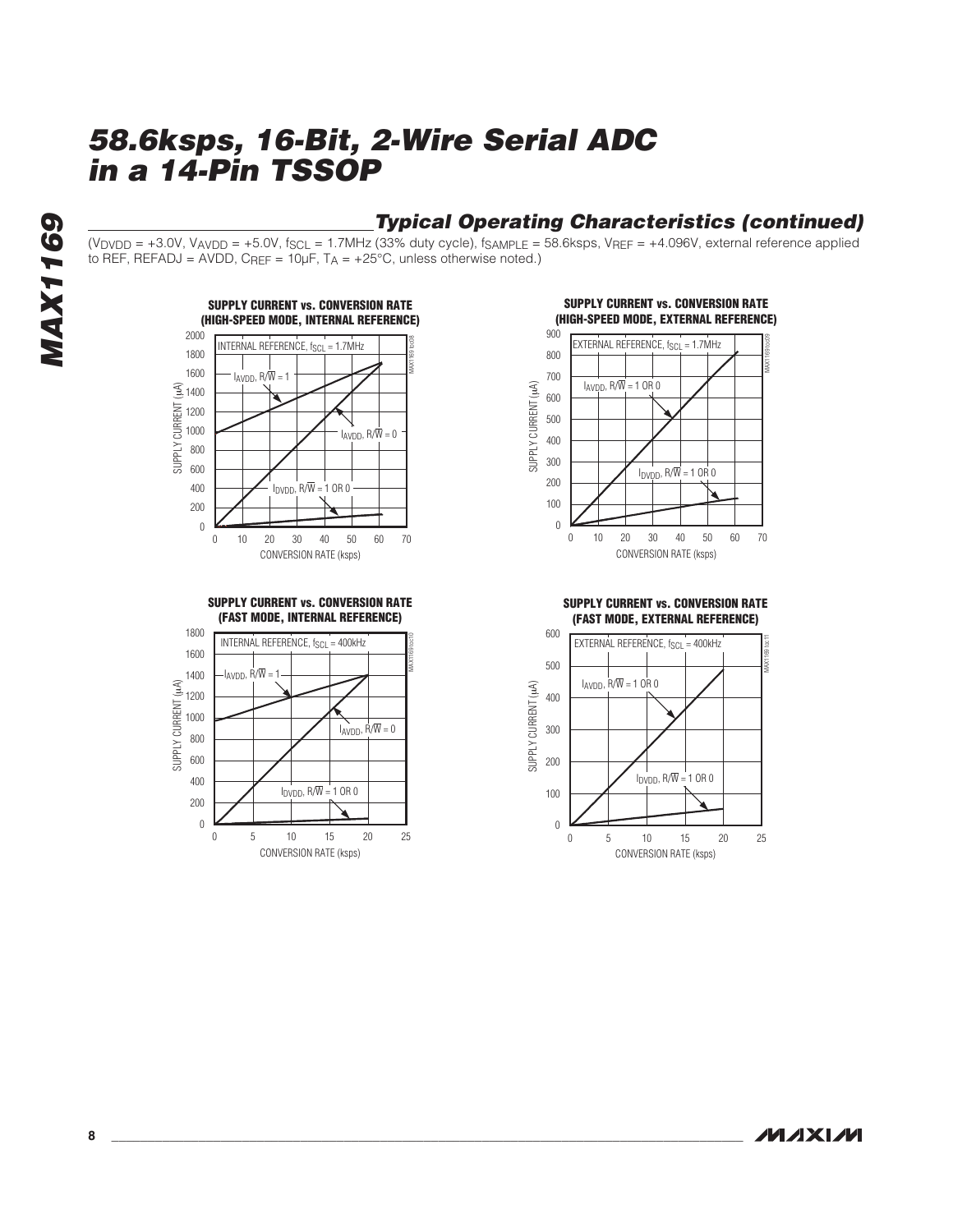# 58.6ksps, 16-Bit, 2-Wire Serial ADC in a 14-Pin TSSOP

## Typical Operating Characteristics (continued)

($V_{DVDD}$ = +3.0V, $V_{AVDD}$ = +5.0V, $f_{SCL}$ = 1.7MHz (33% duty cycle), $f_{SAMPLE}$ = 58.6ksps, $V_{REF}$ = +4.096V, external reference applied to REF, REFADJ = AVDD, $C_{REF}$ = 10µF, $T_A$ = +25°C, unless otherwise noted.)

SUPPLY CURRENT vs. CONVERSION RATE (HIGH-SPEED MODE, INTERNAL REFERENCE)

INTERNAL REFERENCE, $f_{SCL}$ = 1.7MHz

$I_{AVDD}$, R/$\overline{W}$ = 1

$I_{AVDD}$, R/$\overline{W}$ = 0

$I_{DVDD}$, R/$\overline{W}$ = 1 OR 0

SUPPLY CURRENT (µA): 0, 200, 400, 600, 800, 1000, 1200, 1400, 1600, 1800, 2000

CONVERSION RATE (ksps): 0, 10, 20, 30, 40, 50, 60, 70

MAX1169 toc08

SUPPLY CURRENT vs. CONVERSION RATE (HIGH-SPEED MODE, EXTERNAL REFERENCE)

EXTERNAL REFERENCE, $f_{SCL}$ = 1.7MHz

$I_{AVDD}$, R/$\overline{W}$ = 1 OR 0

$I_{DVDD}$, R/$\overline{W}$ = 1 OR 0

SUPPLY CURRENT (µA): 0, 100, 200, 300, 400, 500, 600, 700, 800, 900

CONVERSION RATE (ksps): 0, 10, 20, 30, 40, 50, 60, 70

MAX1169 toc09

SUPPLY CURRENT vs. CONVERSION RATE (FAST MODE, INTERNAL REFERENCE)

INTERNAL REFERENCE, $f_{SCL}$ = 400kHz

$I_{AVDD}$, R/$\overline{W}$ = 1

$I_{AVDD}$, R/$\overline{W}$ = 0

$I_{DVDD}$, R/$\overline{W}$ = 1 OR 0

SUPPLY CURRENT (µA): 0, 200, 400, 600, 800, 1000, 1200, 1400, 1600, 1800

CONVERSION RATE (ksps): 0, 5, 10, 15, 20, 25

MAX1169 toc10

SUPPLY CURRENT vs. CONVERSION RATE (FAST MODE, EXTERNAL REFERENCE)

EXTERNAL REFERENCE, $f_{SCL}$ = 400kHz

$I_{AVDD}$, R/$\overline{W}$ = 1 OR 0

$I_{DVDD}$, R/$\overline{W}$ = 1 OR 0

SUPPLY CURRENT (µA): 0, 100, 200, 300, 400, 500, 600

CONVERSION RATE (ksps): 0, 5, 10, 15, 20, 25

MAX1169 toc11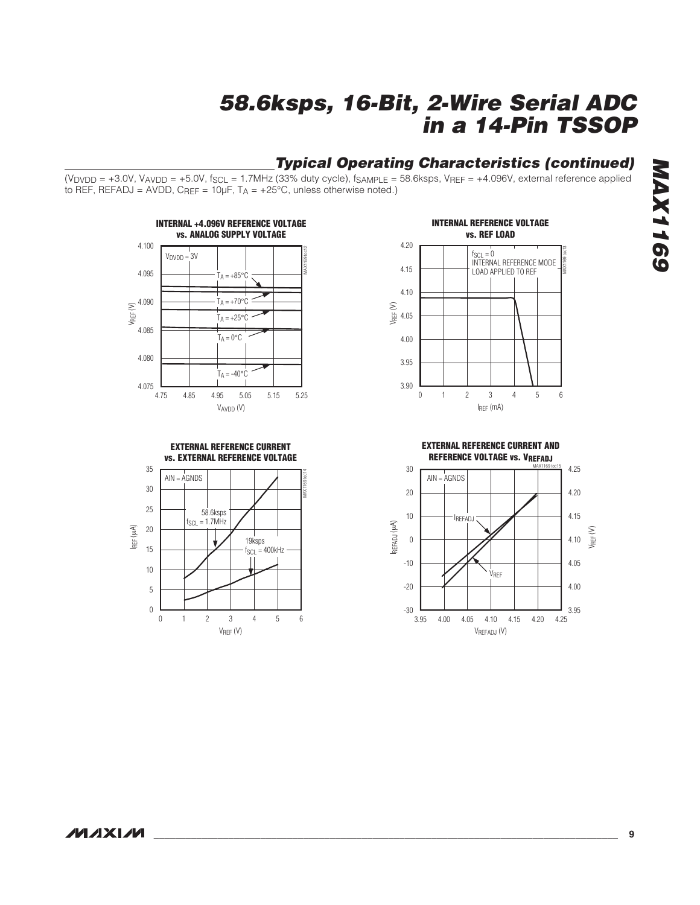## Typical Operating Characteristics (continued)

($V_{DVDD}$ = +3.0V, $V_{AVDD}$ = +5.0V, $f_{SCL}$ = 1.7MHz (33% duty cycle), $f_{SAMPLE}$ = 58.6ksps, $V_{REF}$ = +4.096V, external reference applied to REF, REFADJ = AVDD, $C_{REF}$ = 10µF, $T_A$ = +25°C, unless otherwise noted.)

**INTERNAL +4.096V REFERENCE VOLTAGE vs. ANALOG SUPPLY VOLTAGE**

MAX1169 toc12

$V_{DVDD}$ = 3V

$T_A$ = +85°C

$T_A$ = +70°C

$T_A$ = +25°C

$T_A$ = 0°C

$T_A$ = -40°C

$V_{REF}$ (V): 4.075, 4.080, 4.085, 4.090, 4.095, 4.100

$V_{AVDD}$ (V): 4.75, 4.85, 4.95, 5.05, 5.15, 5.25

**INTERNAL REFERENCE VOLTAGE vs. REF LOAD**

MAX1169 toc13

$f_{SCL}$ = 0

INTERNAL REFERENCE MODE

LOAD APPLIED TO REF

$V_{REF}$ (V): 3.90, 3.95, 4.00, 4.05, 4.10, 4.15, 4.20

$I_{REF}$ (mA): 0, 1, 2, 3, 4, 5, 6

**EXTERNAL REFERENCE CURRENT vs. EXTERNAL REFERENCE VOLTAGE**

MAX1169 toc14

AIN = AGNDS

58.6ksps

$f_{SCL}$ = 1.7MHz

19ksps

$f_{SCL}$ = 400kHz

$I_{REF}$ (µA): 0, 5, 10, 15, 20, 25, 30, 35

$V_{REF}$ (V): 0, 1, 2, 3, 4, 5, 6

**EXTERNAL REFERENCE CURRENT AND REFERENCE VOLTAGE vs. $V_{REFADJ}$**

MAX1169 toc15

AIN = AGNDS

$I_{REFADJ}$

$V_{REF}$

$I_{REFADJ}$ (µA): -30, -20, -10, 0, 10, 20, 30

$V_{REF}$ (V): 3.95, 4.00, 4.05, 4.10, 4.15, 4.20, 4.25

$V_{REFADJ}$ (V): 3.95, 4.00, 4.05, 4.10, 4.15, 4.20, 4.25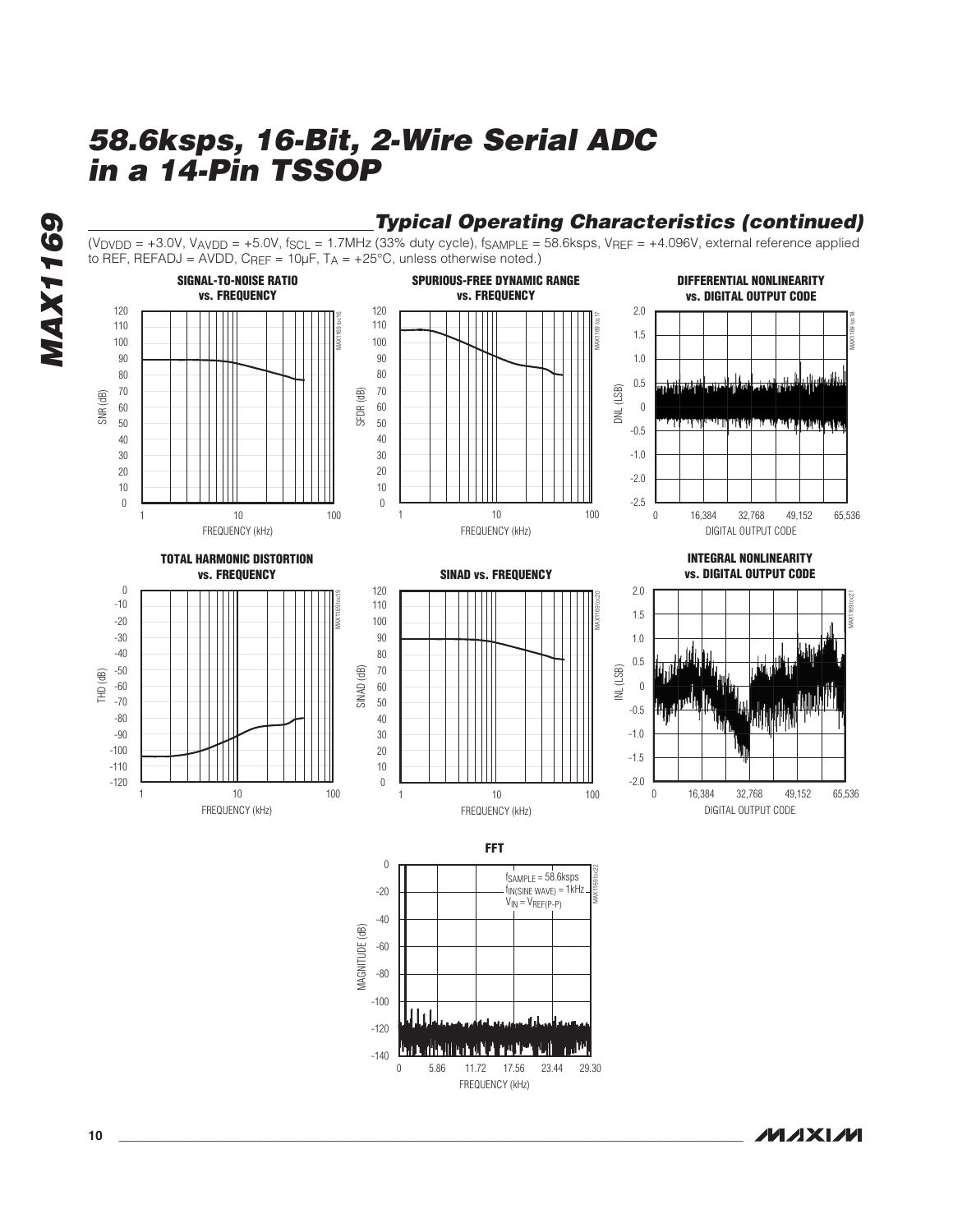# 58.6ksps, 16-Bit, 2-Wire Serial ADC in a 14-Pin TSSOP

## Typical Operating Characteristics (continued)

($V_{DVDD}$ = +3.0V, $V_{AVDD}$ = +5.0V, $f_{SCL}$ = 1.7MHz (33% duty cycle), $f_{SAMPLE}$ = 58.6ksps, $V_{REF}$ = +4.096V, external reference applied to REF, REFADJ = AVDD, $C_{REF}$ = 10µF, $T_A$ = +25°C, unless otherwise noted.)

SIGNAL-TO-NOISE RATIO vs. FREQUENCY

MAX1169 toc16

SNR (dB)

120
110
100
90
80
70
60
50
40
30
20
10
0

1
10
100

FREQUENCY (kHz)

SPURIOUS-FREE DYNAMIC RANGE vs. FREQUENCY

MAX1169 toc17

SFDR (dB)

120
110
100
90
80
70
60
50
40
30
20
10
0

1
10
100

FREQUENCY (kHz)

DIFFERENTIAL NONLINEARITY vs. DIGITAL OUTPUT CODE

MAX1169 toc18

DNL (LSB)

2.0
1.5
1.0
0.5
0
-0.5
-1.0
-2.0
-2.5

0
16,384
32,768
49,152
65,536

DIGITAL OUTPUT CODE

TOTAL HARMONIC DISTORTION vs. FREQUENCY

MAX1169 toc19

THD (dB)

0
-10
-20
-30
-40
-50
-60
-70
-80
-90
-100
-110
-120

1
10
100

FREQUENCY (kHz)

SINAD vs. FREQUENCY

MAX1169 toc20

SINAD (dB)

120
110
100
90
80
70
60
50
40
30
20
10
0

1
10
100

FREQUENCY (kHz)

INTEGRAL NONLINEARITY vs. DIGITAL OUTPUT CODE

MAX1169 toc21

INL (LSB)

2.0
1.5
1.0
0.5
0
-0.5
-1.0
-1.5
-2.0

0
16,384
32,768
49,152
65,536

DIGITAL OUTPUT CODE

FFT

MAX1169 toc22

$f_{SAMPLE}$ = 58.6ksps
$f_{IN(SINE WAVE)}$ = 1kHz
$V_{IN}$ = $V_{REF(P-P)}$

MAGNITUDE (dB)

0
-20
-40
-60
-80
-100
-120
-140

0
5.86
11.72
17.56
23.44
29.30

FREQUENCY (kHz)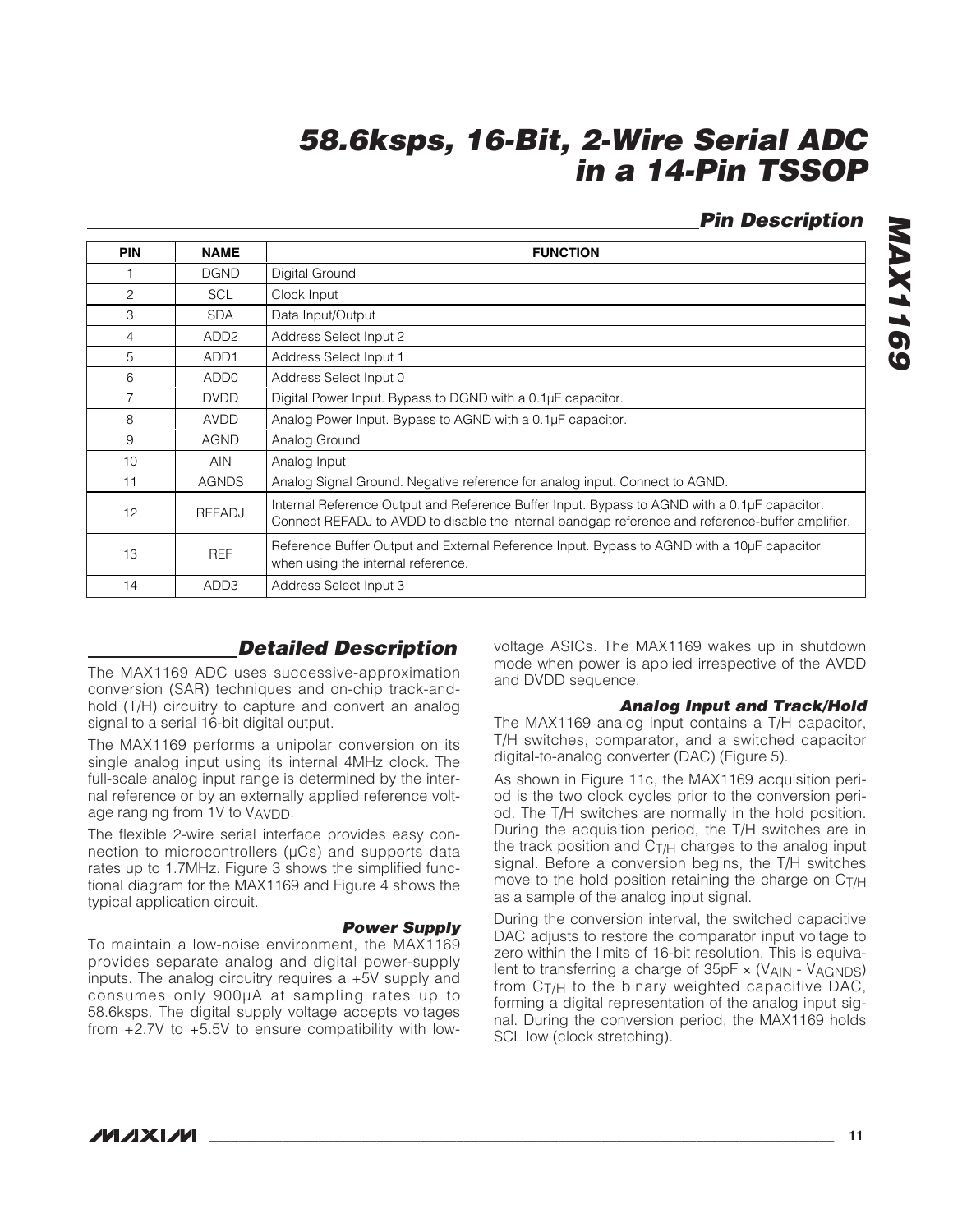## Pin Description

| PIN | NAME | FUNCTION |
|---|---|---|
| 1 | DGND | Digital Ground |
| 2 | SCL | Clock Input |
| 3 | SDA | Data Input/Output |
| 4 | ADD2 | Address Select Input 2 |
| 5 | ADD1 | Address Select Input 1 |
| 6 | ADD0 | Address Select Input 0 |
| 7 | DVDD | Digital Power Input. Bypass to DGND with a 0.1µF capacitor. |
| 8 | AVDD | Analog Power Input. Bypass to AGND with a 0.1µF capacitor. |
| 9 | AGND | Analog Ground |
| 10 | AIN | Analog Input |
| 11 | AGNDS | Analog Signal Ground. Negative reference for analog input. Connect to AGND. |
| 12 | REFADJ | Internal Reference Output and Reference Buffer Input. Bypass to AGND with a 0.1µF capacitor. Connect REFADJ to AVDD to disable the internal bandgap reference and reference-buffer amplifier. |
| 13 | REF | Reference Buffer Output and External Reference Input. Bypass to AGND with a 10µF capacitor when using the internal reference. |
| 14 | ADD3 | Address Select Input 3 |

## Detailed Description

The MAX1169 ADC uses successive-approximation conversion (SAR) techniques and on-chip track-and-hold (T/H) circuitry to capture and convert an analog signal to a serial 16-bit digital output.

The MAX1169 performs a unipolar conversion on its single analog input using its internal 4MHz clock. The full-scale analog input range is determined by the internal reference or by an externally applied reference voltage ranging from 1V to $V_{AVDD}$.

The flexible 2-wire serial interface provides easy connection to microcontrollers (µCs) and supports data rates up to 1.7MHz. Figure 3 shows the simplified functional diagram for the MAX1169 and Figure 4 shows the typical application circuit.

### Power Supply

To maintain a low-noise environment, the MAX1169 provides separate analog and digital power-supply inputs. The analog circuitry requires a +5V supply and consumes only 900µA at sampling rates up to 58.6ksps. The digital supply voltage accepts voltages from +2.7V to +5.5V to ensure compatibility with low-voltage ASICs. The MAX1169 wakes up in shutdown mode when power is applied irrespective of the AVDD and DVDD sequence.

### Analog Input and Track/Hold

The MAX1169 analog input contains a T/H capacitor, T/H switches, comparator, and a switched capacitor digital-to-analog converter (DAC) (Figure 5).

As shown in Figure 11c, the MAX1169 acquisition period is the two clock cycles prior to the conversion period. The T/H switches are normally in the hold position. During the acquisition period, the T/H switches are in the track position and $C_{T/H}$ charges to the analog input signal. Before a conversion begins, the T/H switches move to the hold position retaining the charge on $C_{T/H}$ as a sample of the analog input signal.

During the conversion interval, the switched capacitive DAC adjusts to restore the comparator input voltage to zero within the limits of 16-bit resolution. This is equivalent to transferring a charge of 35pF × ($V_{AIN}$ - $V_{AGNDS}$) from $C_{T/H}$ to the binary weighted capacitive DAC, forming a digital representation of the analog input signal. During the conversion period, the MAX1169 holds SCL low (clock stretching).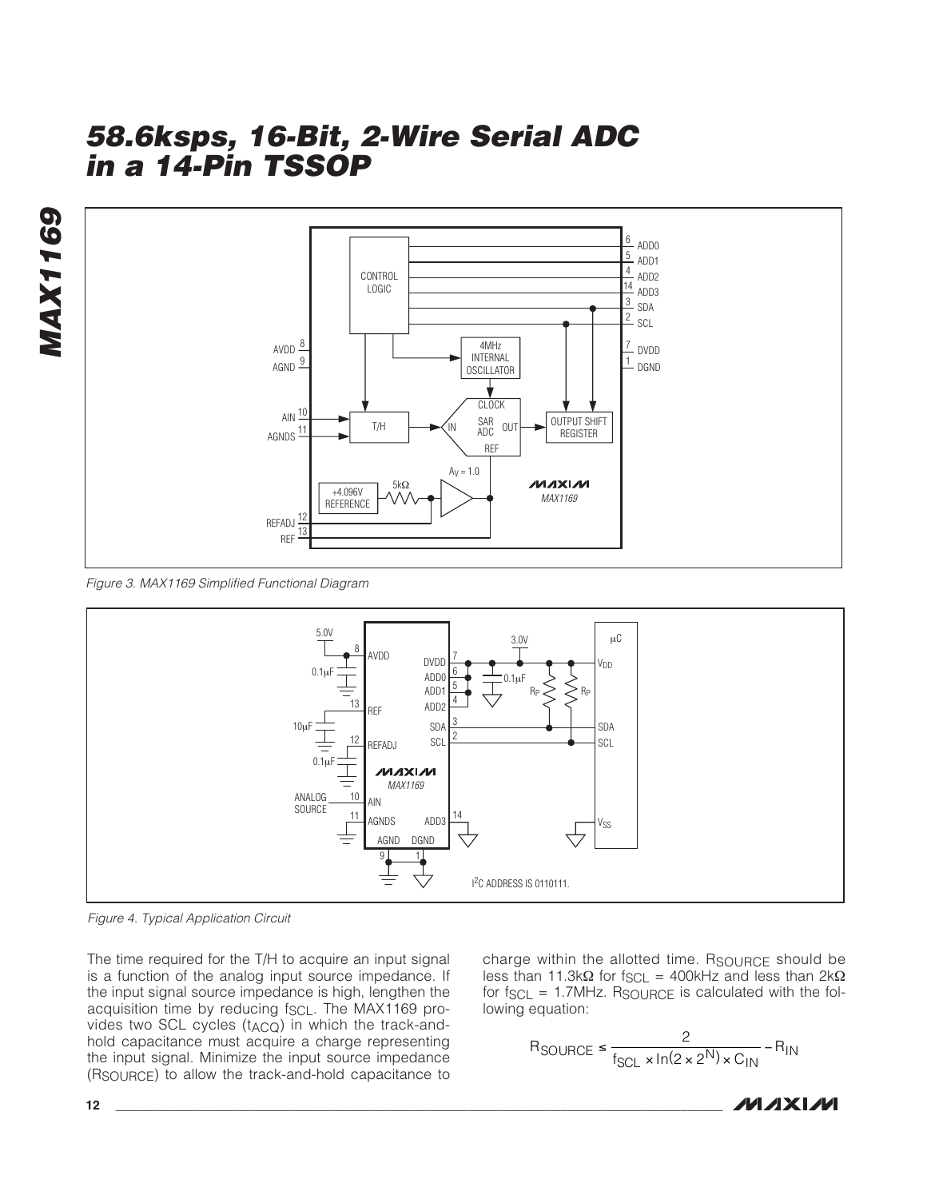Figure 3. MAX1169 Simplified Functional Diagram

Figure 4. Typical Application Circuit

The time required for the T/H to acquire an input signal is a function of the analog input source impedance. If the input signal source impedance is high, lengthen the acquisition time by reducing $f_{SCL}$. The MAX1169 provides two SCL cycles ($t_{ACQ}$) in which the track-and-hold capacitance must acquire a charge representing the input signal. Minimize the input source impedance ($R_{SOURCE}$) to allow the track-and-hold capacitance to charge within the allotted time. $R_{SOURCE}$ should be less than 11.3kΩ for $f_{SCL}$ = 400kHz and less than 2kΩ for $f_{SCL}$ = 1.7MHz. $R_{SOURCE}$ is calculated with the following equation:

$$R_{SOURCE} \leq \frac{2}{f_{SCL} \times \ln(2 \times 2^{N}) \times C_{IN}} - R_{IN}$$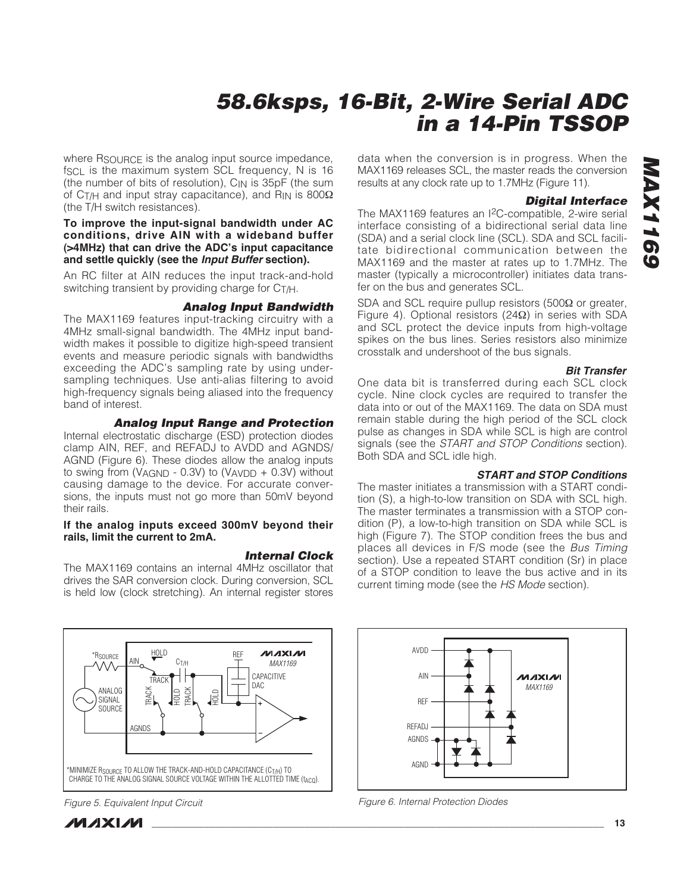where $R_{SOURCE}$ is the analog input source impedance, $f_{SCL}$ is the maximum system SCL frequency, N is 16 (the number of bits of resolution), $C_{IN}$ is 35pF (the sum of $C_{T/H}$ and input stray capacitance), and $R_{IN}$ is 800Ω (the T/H switch resistances).

**To improve the input-signal bandwidth under AC conditions, drive AIN with a wideband buffer (>4MHz) that can drive the ADC's input capacitance and settle quickly (see the *Input Buffer* section).**

An RC filter at AIN reduces the input track-and-hold switching transient by providing charge for $C_{T/H}$.

### Analog Input Bandwidth

The MAX1169 features input-tracking circuitry with a 4MHz small-signal bandwidth. The 4MHz input bandwidth makes it possible to digitize high-speed transient events and measure periodic signals with bandwidths exceeding the ADC's sampling rate by using undersampling techniques. Use anti-alias filtering to avoid high-frequency signals being aliased into the frequency band of interest.

### Analog Input Range and Protection

Internal electrostatic discharge (ESD) protection diodes clamp AIN, REF, and REFADJ to AVDD and AGNDS/AGND (Figure 6). These diodes allow the analog inputs to swing from ($V_{AGND}$ - 0.3V) to ($V_{AVDD}$ + 0.3V) without causing damage to the device. For accurate conversions, the inputs must not go more than 50mV beyond their rails.

**If the analog inputs exceed 300mV beyond their rails, limit the current to 2mA.**

### Internal Clock

The MAX1169 contains an internal 4MHz oscillator that drives the SAR conversion clock. During conversion, SCL is held low (clock stretching). An internal register stores data when the conversion is in progress. When the MAX1169 releases SCL, the master reads the conversion results at any clock rate up to 1.7MHz (Figure 11).

### Digital Interface

The MAX1169 features an I²C-compatible, 2-wire serial interface consisting of a bidirectional serial data line (SDA) and a serial clock line (SCL). SDA and SCL facilitate bidirectional communication between the MAX1169 and the master at rates up to 1.7MHz. The master (typically a microcontroller) initiates data transfer on the bus and generates SCL.

SDA and SCL require pullup resistors (500Ω or greater, Figure 4). Optional resistors (24Ω) in series with SDA and SCL protect the device inputs from high-voltage spikes on the bus lines. Series resistors also minimize crosstalk and undershoot of the bus signals.

#### Bit Transfer

One data bit is transferred during each SCL clock cycle. Nine clock cycles are required to transfer the data into or out of the MAX1169. The data on SDA must remain stable during the high period of the SCL clock pulse as changes in SDA while SCL is high are control signals (see the *START and STOP Conditions* section). Both SDA and SCL idle high.

#### START and STOP Conditions

The master initiates a transmission with a START condition (S), a high-to-low transition on SDA with SCL high. The master terminates a transmission with a STOP condition (P), a low-to-high transition on SDA while SCL is high (Figure 7). The STOP condition frees the bus and places all devices in F/S mode (see the *Bus Timing* section). Use a repeated START condition (Sr) in place of a STOP condition to leave the bus active and in its current timing mode (see the *HS Mode* section).

*RSOURCE
AIN
HOLD
TRACK
$C_{T/H}$
REF
CAPACITIVE DAC
MAXIM
MAX1169
ANALOG SIGNAL SOURCE
TRACK
HOLD
TRACK
HOLD
AGNDS
+
–

*MINIMIZE $R_{SOURCE}$ TO ALLOW THE TRACK-AND-HOLD CAPACITANCE ($C_{T/H}$) TO CHARGE TO THE ANALOG SIGNAL SOURCE VOLTAGE WITHIN THE ALLOTTED TIME ($t_{ACQ}$).

*Figure 5. Equivalent Input Circuit*

AVDD
AIN
REF
REFADJ
AGNDS
AGND
MAXIM
MAX1169

*Figure 6. Internal Protection Diodes*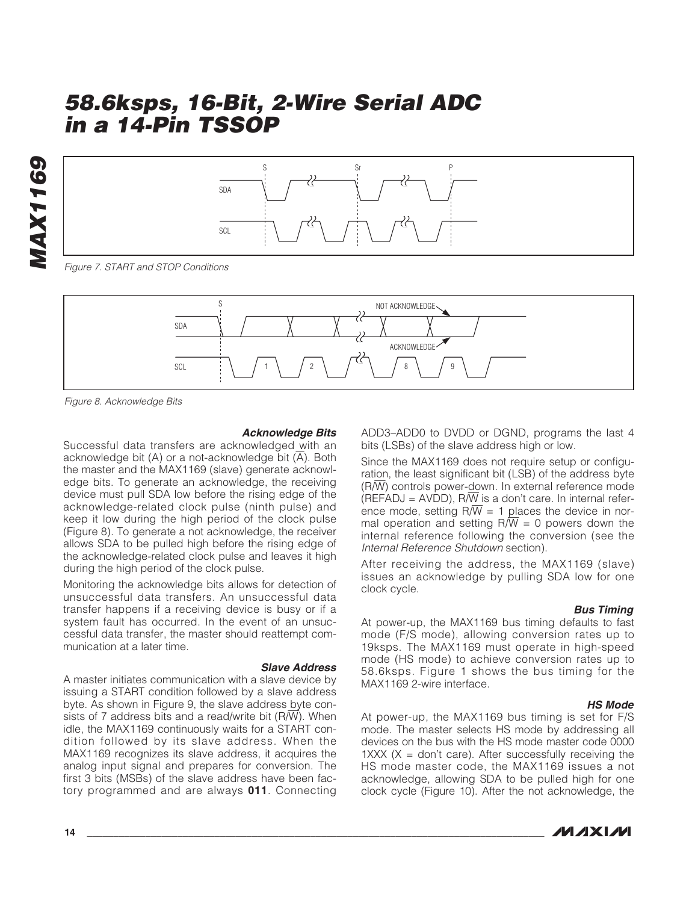S

Sr

P

SDA

SCL

Figure 7. START and STOP Conditions

S

NOT ACKNOWLEDGE

SDA

ACKNOWLEDGE

SCL

1

2

8

9

Figure 8. Acknowledge Bits

### Acknowledge Bits

Successful data transfers are acknowledged with an acknowledge bit (A) or a not-acknowledge bit ($\overline{A}$). Both the master and the MAX1169 (slave) generate acknowledge bits. To generate an acknowledge, the receiving device must pull SDA low before the rising edge of the acknowledge-related clock pulse (ninth pulse) and keep it low during the high period of the clock pulse (Figure 8). To generate a not acknowledge, the receiver allows SDA to be pulled high before the rising edge of the acknowledge-related clock pulse and leaves it high during the high period of the clock pulse.

Monitoring the acknowledge bits allows for detection of unsuccessful data transfers. An unsuccessful data transfer happens if a receiving device is busy or if a system fault has occurred. In the event of an unsuccessful data transfer, the master should reattempt communication at a later time.

### Slave Address

A master initiates communication with a slave device by issuing a START condition followed by a slave address byte. As shown in Figure 9, the slave address byte consists of 7 address bits and a read/write bit (R/$\overline{W}$). When idle, the MAX1169 continuously waits for a START condition followed by its slave address. When the MAX1169 recognizes its slave address, it acquires the analog input signal and prepares for conversion. The first 3 bits (MSBs) of the slave address have been factory programmed and are always **011**. Connecting ADD3–ADD0 to DVDD or DGND, programs the last 4 bits (LSBs) of the slave address high or low.

Since the MAX1169 does not require setup or configuration, the least significant bit (LSB) of the address byte (R/$\overline{W}$) controls power-down. In external reference mode (REFADJ = AVDD), R/$\overline{W}$ is a don't care. In internal reference mode, setting R/$\overline{W}$ = 1 places the device in normal operation and setting R/$\overline{W}$ = 0 powers down the internal reference following the conversion (see the *Internal Reference Shutdown* section).

After receiving the address, the MAX1169 (slave) issues an acknowledge by pulling SDA low for one clock cycle.

### Bus Timing

At power-up, the MAX1169 bus timing defaults to fast mode (F/S mode), allowing conversion rates up to 19ksps. The MAX1169 must operate in high-speed mode (HS mode) to achieve conversion rates up to 58.6ksps. Figure 1 shows the bus timing for the MAX1169 2-wire interface.

### HS Mode

At power-up, the MAX1169 bus timing is set for F/S mode. The master selects HS mode by addressing all devices on the bus with the HS mode master code 0000 1XXX (X = don't care). After successfully receiving the HS mode master code, the MAX1169 issues a not acknowledge, allowing SDA to be pulled high for one clock cycle (Figure 10). After the not acknowledge, the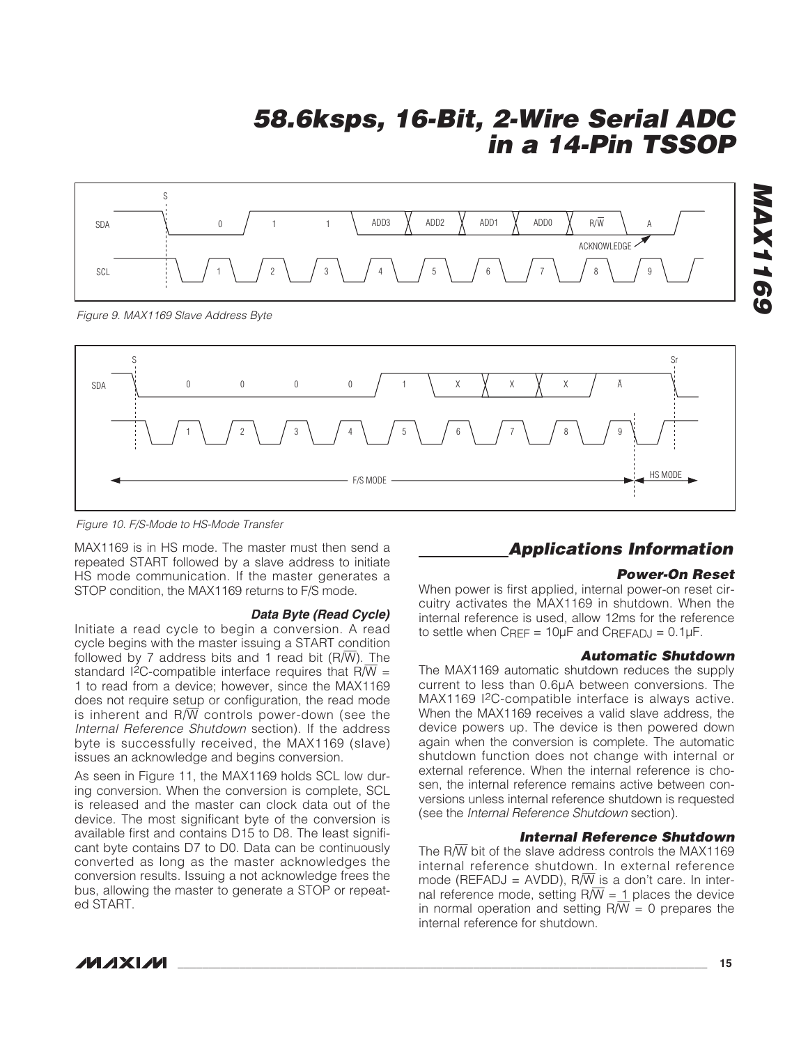Figure 9 (timing diagram, as printed):

S

SDA 0 1 1 ADD3 ADD2 ADD1 ADD0 R/$\overline{W}$ A

ACKNOWLEDGE

SCL 1 2 3 4 5 6 7 8 9

*Figure 9. MAX1169 Slave Address Byte*

Figure 10 (timing diagram, as printed):

S Sr

SDA 0 0 0 0 1 X X X $\bar{A}$

1 2 3 4 5 6 7 8 9

F/S MODE HS MODE

*Figure 10. F/S-Mode to HS-Mode Transfer*

MAX1169 is in HS mode. The master must then send a repeated START followed by a slave address to initiate HS mode communication. If the master generates a STOP condition, the MAX1169 returns to F/S mode.

#### Data Byte (Read Cycle)

Initiate a read cycle to begin a conversion. A read cycle begins with the master issuing a START condition followed by 7 address bits and 1 read bit (R/$\overline{W}$). The standard I²C-compatible interface requires that R/$\overline{W}$ = 1 to read from a device; however, since the MAX1169 does not require setup or configuration, the read mode is inherent and R/$\overline{W}$ controls power-down (see the *Internal Reference Shutdown* section). If the address byte is successfully received, the MAX1169 (slave) issues an acknowledge and begins conversion.

As seen in Figure 11, the MAX1169 holds SCL low during conversion. When the conversion is complete, SCL is released and the master can clock data out of the device. The most significant byte of the conversion is available first and contains D15 to D8. The least significant byte contains D7 to D0. Data can be continuously converted as long as the master acknowledges the conversion results. Issuing a not acknowledge frees the bus, allowing the master to generate a STOP or repeated START.

## Applications Information

#### Power-On Reset

When power is first applied, internal power-on reset circuitry activates the MAX1169 in shutdown. When the internal reference is used, allow 12ms for the reference to settle when $C_{REF}$ = 10µF and $C_{REFADJ}$ = 0.1µF.

#### Automatic Shutdown

The MAX1169 automatic shutdown reduces the supply current to less than 0.6µA between conversions. The MAX1169 I²C-compatible interface is always active. When the MAX1169 receives a valid slave address, the device powers up. The device is then powered down again when the conversion is complete. The automatic shutdown function does not change with internal or external reference. When the internal reference is chosen, the internal reference remains active between conversions unless internal reference shutdown is requested (see the *Internal Reference Shutdown* section).

#### Internal Reference Shutdown

The R/$\overline{W}$ bit of the slave address controls the MAX1169 internal reference shutdown. In external reference mode (REFADJ = AVDD), R/$\overline{W}$ is a don't care. In internal reference mode, setting R/$\overline{W}$ = 1 places the device in normal operation and setting R/$\overline{W}$ = 0 prepares the internal reference for shutdown.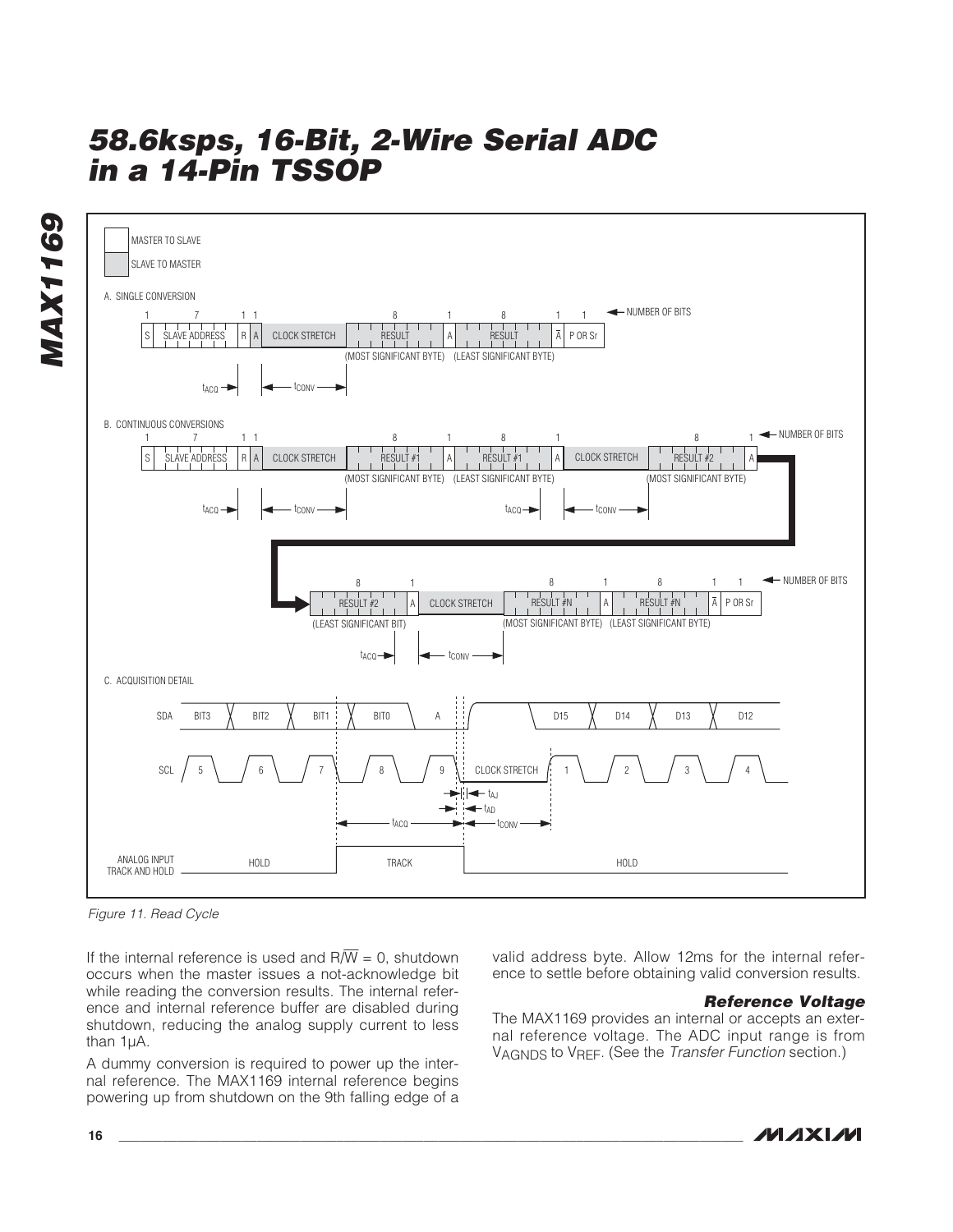# 58.6ksps, 16-Bit, 2-Wire Serial ADC in a 14-Pin TSSOP

MASTER TO SLAVE

SLAVE TO MASTER

A. SINGLE CONVERSION

1 7 1 1 8 1 8 1 1 ← NUMBER OF BITS

S | SLAVE ADDRESS | R | A | CLOCK STRETCH | RESULT | A | RESULT | $\overline{A}$ | P OR Sr

(MOST SIGNIFICANT BYTE) (LEAST SIGNIFICANT BYTE)

$t_{ACQ}$ $t_{CONV}$

B. CONTINUOUS CONVERSIONS

1 7 1 1 8 1 8 1 8 1 ← NUMBER OF BITS

S | SLAVE ADDRESS | R | A | CLOCK STRETCH | RESULT #1 | A | RESULT #1 | A | CLOCK STRETCH | RESULT #2 | A

(MOST SIGNIFICANT BYTE) (LEAST SIGNIFICANT BYTE) (MOST SIGNIFICANT BYTE)

$t_{ACQ}$ $t_{CONV}$ $t_{ACQ}$ $t_{CONV}$

8 1 8 1 8 1 1 ← NUMBER OF BITS

RESULT #2 | A | CLOCK STRETCH | RESULT #N | A | RESULT #N | $\overline{A}$ | P OR Sr

(LEAST SIGNIFICANT BIT) (MOST SIGNIFICANT BYTE) (LEAST SIGNIFICANT BYTE)

$t_{ACQ}$ $t_{CONV}$

C. ACQUISITION DETAIL

SDA BIT3 BIT2 BIT1 BIT0 A D15 D14 D13 D12

SCL 5 6 7 8 9 CLOCK STRETCH 1 2 3 4

$t_{AJ}$

$t_{AD}$

$t_{ACQ}$ $t_{CONV}$

ANALOG INPUT TRACK AND HOLD HOLD TRACK HOLD

*Figure 11. Read Cycle*

If the internal reference is used and $R/\overline{W}$ = 0, shutdown occurs when the master issues a not-acknowledge bit while reading the conversion results. The internal reference and internal reference buffer are disabled during shutdown, reducing the analog supply current to less than 1µA.

A dummy conversion is required to power up the internal reference. The MAX1169 internal reference begins powering up from shutdown on the 9th falling edge of a valid address byte. Allow 12ms for the internal reference to settle before obtaining valid conversion results.

### Reference Voltage

The MAX1169 provides an internal or accepts an external reference voltage. The ADC input range is from $V_{AGNDS}$ to $V_{REF}$. (See the *Transfer Function* section.)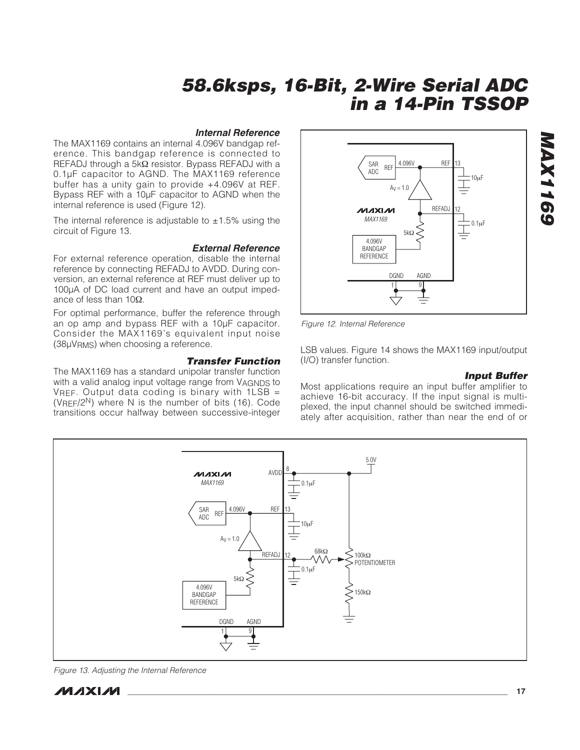### Internal Reference

The MAX1169 contains an internal 4.096V bandgap reference. This bandgap reference is connected to REFADJ through a 5kΩ resistor. Bypass REFADJ with a 0.1µF capacitor to AGND. The MAX1169 reference buffer has a unity gain to provide +4.096V at REF. Bypass REF with a 10µF capacitor to AGND when the internal reference is used (Figure 12).

The internal reference is adjustable to ±1.5% using the circuit of Figure 13.

### External Reference

For external reference operation, disable the internal reference by connecting REFADJ to AVDD. During conversion, an external reference at REF must deliver up to 100µA of DC load current and have an output impedance of less than 10Ω.

For optimal performance, buffer the reference through an op amp and bypass REF with a 10µF capacitor. Consider the MAX1169's equivalent input noise (38µ$V_{RMS}$) when choosing a reference.

### Transfer Function

The MAX1169 has a standard unipolar transfer function with a valid analog input voltage range from $V_{AGNDS}$ to $V_{REF}$. Output data coding is binary with 1LSB = ($V_{REF}/2^N$) where N is the number of bits (16). Code transitions occur halfway between successive-integer LSB values. Figure 14 shows the MAX1169 input/output (I/O) transfer function.

SAR ADC
REF
4.096V
REF 13
10µF
$A_V$ = 1.0
REFADJ 12
0.1µF
MAXIM
MAX1169
5kΩ
4.096V BANDGAP REFERENCE
DGND 1
AGND 9

Figure 12. Internal Reference

### Input Buffer

Most applications require an input buffer amplifier to achieve 16-bit accuracy. If the input signal is multiplexed, the input channel should be switched immediately after acquisition, rather than near the end of or

MAXIM
MAX1169
AVDD 8
5.0V
0.1µF
SAR ADC
REF
4.096V
REF 13
10µF
$A_V$ = 1.0
REFADJ 12
68kΩ
0.1µF
100kΩ POTENTIOMETER
150kΩ
5kΩ
4.096V BANDGAP REFERENCE
DGND 1
AGND 9

Figure 13. Adjusting the Internal Reference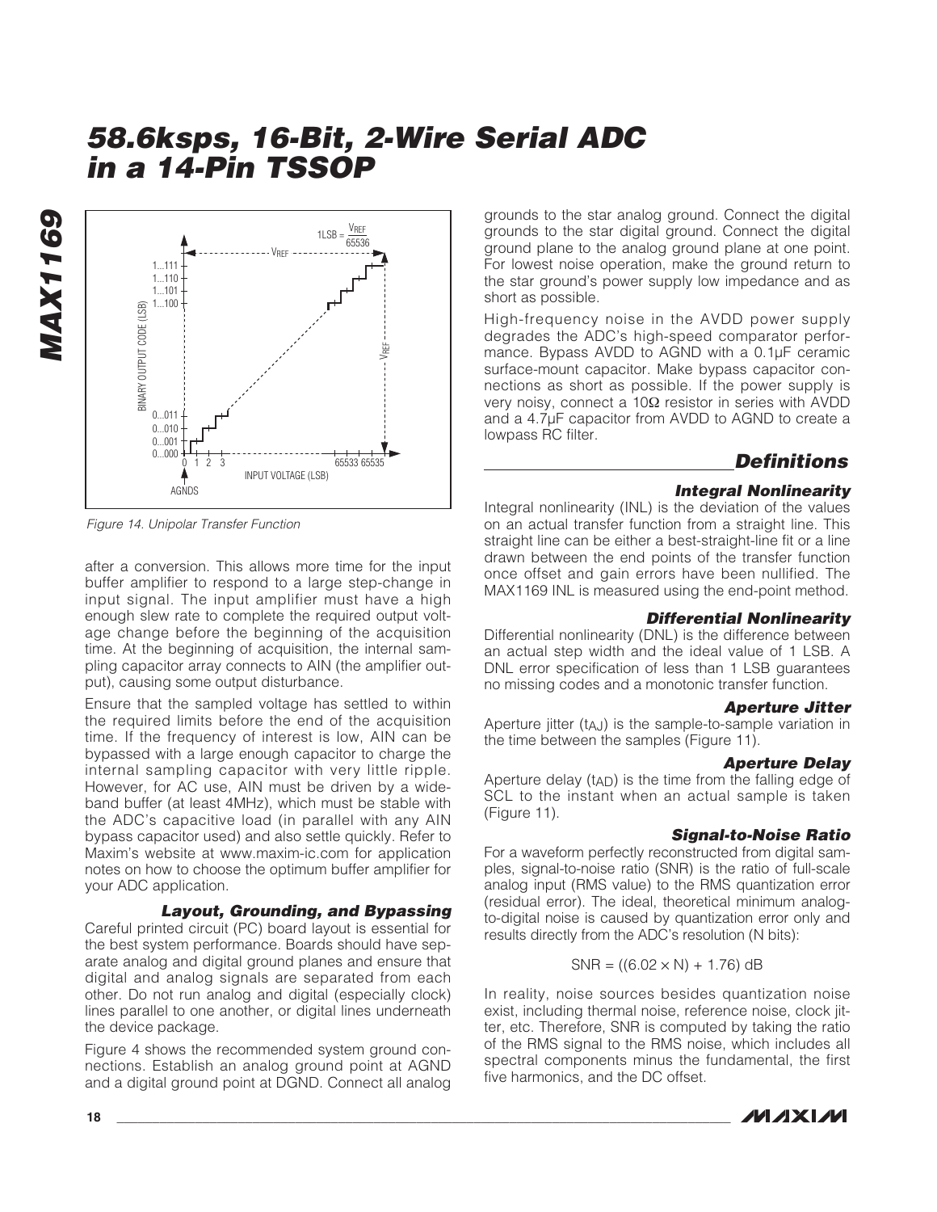# 58.6ksps, 16-Bit, 2-Wire Serial ADC in a 14-Pin TSSOP

$1LSB = \frac{V_{REF}}{65536}$

$V_{REF}$

1...111
1...110
1...101
1...100

BINARY OUTPUT CODE (LSB)

0...011
0...010
0...001
0...000

0 1 2 3

65533 65535

INPUT VOLTAGE (LSB)

AGNDS

Figure 14. Unipolar Transfer Function

after a conversion. This allows more time for the input buffer amplifier to respond to a large step-change in input signal. The input amplifier must have a high enough slew rate to complete the required output voltage change before the beginning of the acquisition time. At the beginning of acquisition, the internal sampling capacitor array connects to AIN (the amplifier output), causing some output disturbance.

Ensure that the sampled voltage has settled to within the required limits before the end of the acquisition time. If the frequency of interest is low, AIN can be bypassed with a large enough capacitor to charge the internal sampling capacitor with very little ripple. However, for AC use, AIN must be driven by a wideband buffer (at least 4MHz), which must be stable with the ADC's capacitive load (in parallel with any AIN bypass capacitor used) and also settle quickly. Refer to Maxim's website at www.maxim-ic.com for application notes on how to choose the optimum buffer amplifier for your ADC application.

### Layout, Grounding, and Bypassing

Careful printed circuit (PC) board layout is essential for the best system performance. Boards should have separate analog and digital ground planes and ensure that digital and analog signals are separated from each other. Do not run analog and digital (especially clock) lines parallel to one another, or digital lines underneath the device package.

Figure 4 shows the recommended system ground connections. Establish an analog ground point at AGND and a digital ground point at DGND. Connect all analog grounds to the star analog ground. Connect the digital grounds to the star digital ground. Connect the digital ground plane to the analog ground plane at one point. For lowest noise operation, make the ground return to the star ground's power supply low impedance and as short as possible.

High-frequency noise in the AVDD power supply degrades the ADC's high-speed comparator performance. Bypass AVDD to AGND with a 0.1µF ceramic surface-mount capacitor. Make bypass capacitor connections as short as possible. If the power supply is very noisy, connect a 10Ω resistor in series with AVDD and a 4.7µF capacitor from AVDD to AGND to create a lowpass RC filter.

## Definitions

### Integral Nonlinearity

Integral nonlinearity (INL) is the deviation of the values on an actual transfer function from a straight line. This straight line can be either a best-straight-line fit or a line drawn between the end points of the transfer function once offset and gain errors have been nullified. The MAX1169 INL is measured using the end-point method.

### Differential Nonlinearity

Differential nonlinearity (DNL) is the difference between an actual step width and the ideal value of 1 LSB. A DNL error specification of less than 1 LSB guarantees no missing codes and a monotonic transfer function.

### Aperture Jitter

Aperture jitter ($t_{AJ}$) is the sample-to-sample variation in the time between the samples (Figure 11).

### Aperture Delay

Aperture delay ($t_{AD}$) is the time from the falling edge of SCL to the instant when an actual sample is taken (Figure 11).

### Signal-to-Noise Ratio

For a waveform perfectly reconstructed from digital samples, signal-to-noise ratio (SNR) is the ratio of full-scale analog input (RMS value) to the RMS quantization error (residual error). The ideal, theoretical minimum analog-to-digital noise is caused by quantization error only and results directly from the ADC's resolution (N bits):

$$SNR = ((6.02 \times N) + 1.76) \text{ dB}$$

In reality, noise sources besides quantization noise exist, including thermal noise, reference noise, clock jitter, etc. Therefore, SNR is computed by taking the ratio of the RMS signal to the RMS noise, which includes all spectral components minus the fundamental, the first five harmonics, and the DC offset.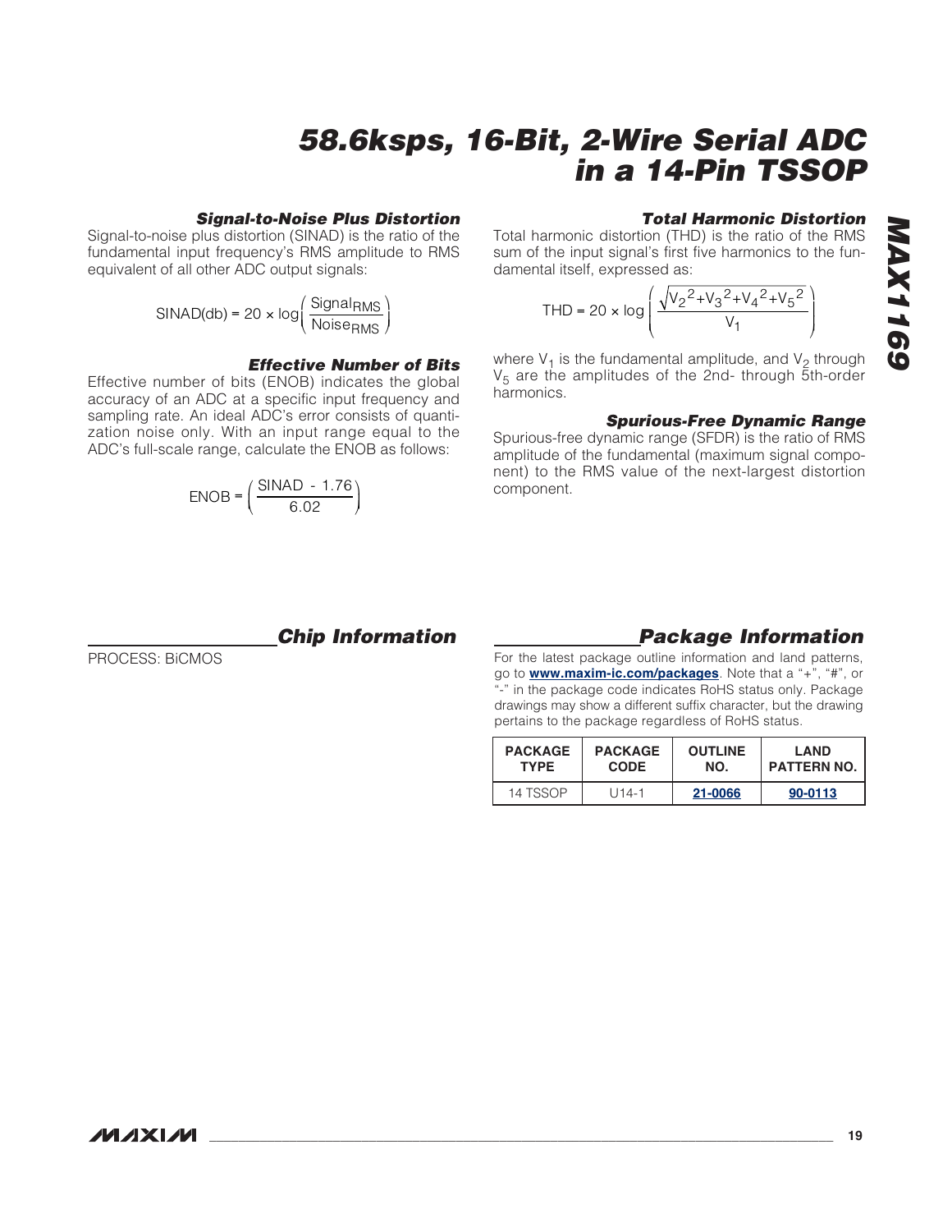### Signal-to-Noise Plus Distortion

Signal-to-noise plus distortion (SINAD) is the ratio of the fundamental input frequency's RMS amplitude to RMS equivalent of all other ADC output signals:

$$SINAD(db) = 20 \times \log\left(\frac{Signal_{RMS}}{Noise_{RMS}}\right)$$

### Effective Number of Bits

Effective number of bits (ENOB) indicates the global accuracy of an ADC at a specific input frequency and sampling rate. An ideal ADC's error consists of quantization noise only. With an input range equal to the ADC's full-scale range, calculate the ENOB as follows:

$$ENOB = \left(\frac{SINAD - 1.76}{6.02}\right)$$

### Total Harmonic Distortion

Total harmonic distortion (THD) is the ratio of the RMS sum of the input signal's first five harmonics to the fundamental itself, expressed as:

$$THD = 20 \times \log\left(\frac{\sqrt{V_2{}^2 + V_3{}^2 + V_4{}^2 + V_5{}^2}}{V_1}\right)$$

where $V_1$ is the fundamental amplitude, and $V_2$ through $V_5$ are the amplitudes of the 2nd- through 5th-order harmonics.

### Spurious-Free Dynamic Range

Spurious-free dynamic range (SFDR) is the ratio of RMS amplitude of the fundamental (maximum signal component) to the RMS value of the next-largest distortion component.

## Chip Information

PROCESS: BiCMOS

## Package Information

For the latest package outline information and land patterns, go to **www.maxim-ic.com/packages**. Note that a "+", "#", or "-" in the package code indicates RoHS status only. Package drawings may show a different suffix character, but the drawing pertains to the package regardless of RoHS status.

| PACKAGE TYPE | PACKAGE CODE | OUTLINE NO. | LAND PATTERN NO. |
|---|---|---|---|
| 14 TSSOP | U14-1 | 21-0066 | 90-0113 |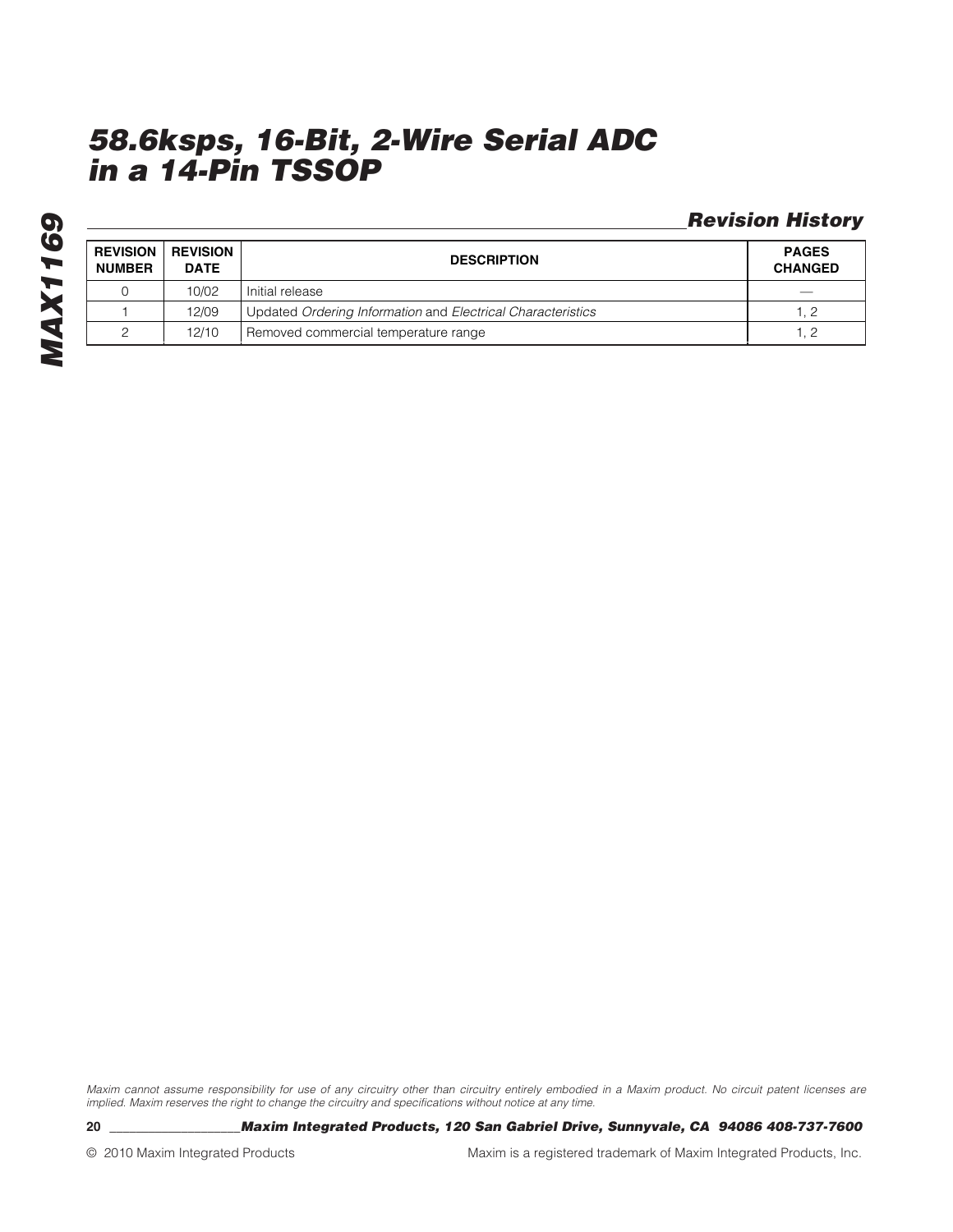## Revision History

| REVISION NUMBER | REVISION DATE | DESCRIPTION | PAGES CHANGED |
|---|---|---|---|
| 0 | 10/02 | Initial release | — |
| 1 | 12/09 | Updated *Ordering Information* and *Electrical Characteristics* | 1, 2 |
| 2 | 12/10 | Removed commercial temperature range | 1, 2 |

*Maxim cannot assume responsibility for use of any circuitry other than circuitry entirely embodied in a Maxim product. No circuit patent licenses are implied. Maxim reserves the right to change the circuitry and specifications without notice at any time.*

***Maxim Integrated Products, 120 San Gabriel Drive, Sunnyvale, CA 94086 408-737-7600***

© 2010 Maxim Integrated Products

Maxim is a registered trademark of Maxim Integrated Products, Inc.